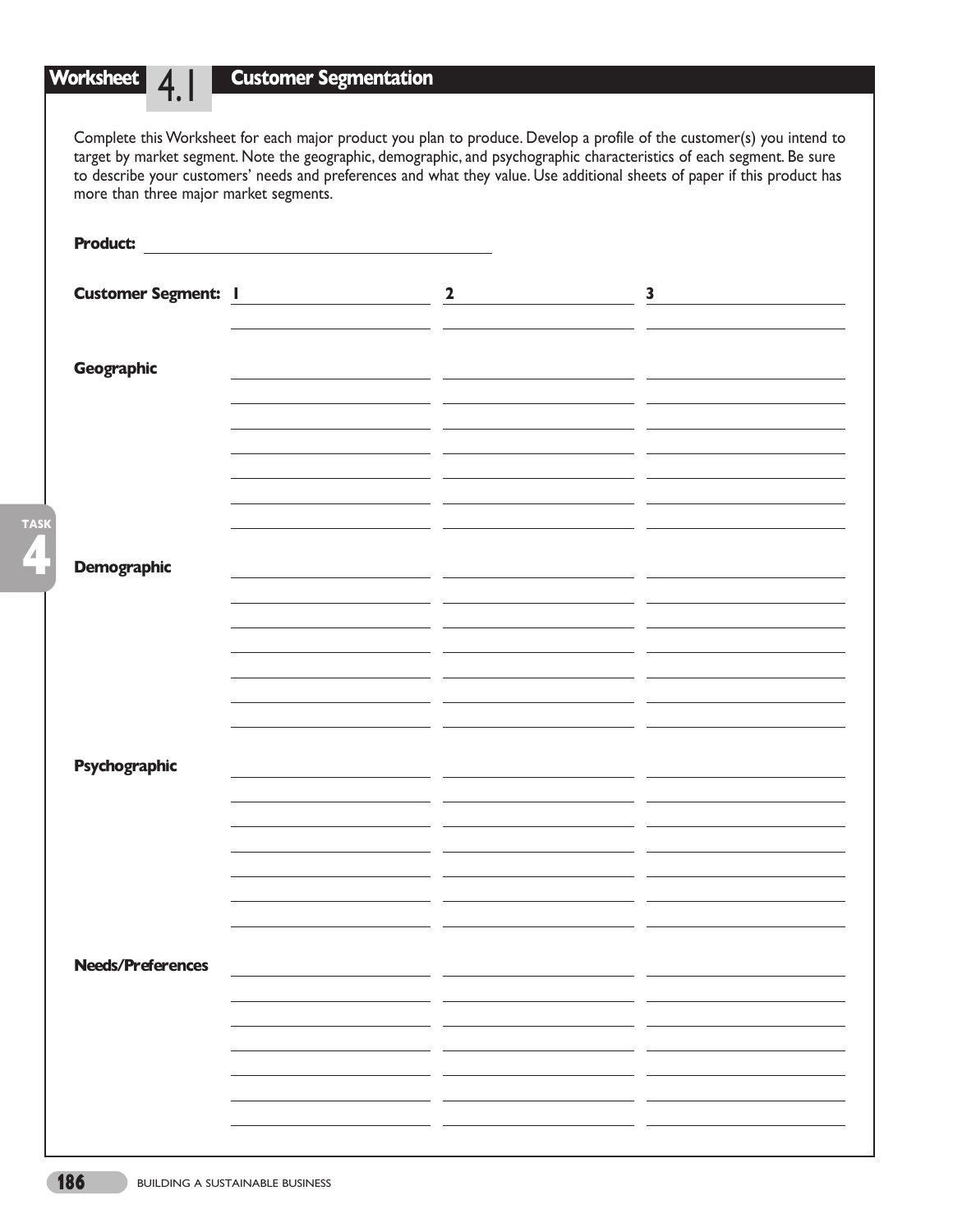## Worksheet 4.1 Customer Segmentation

Complete this Worksheet for each major product you plan to produce. Develop a profile of the customer(s) you intend to target by market segment. Note the geographic, demographic, and psychographic characteristics of each segment. Be sure to describe your customers' needs and preferences and what they value. Use additional sheets of paper if this product has more than three major market segments.

**Product:** ____________________________

| **Customer Segment:** | 1 | 2 | 3 |
|---|---|---|---|
| | | | |
| **Geographic** | | | |
| | | | |
| | | | |
| | | | |
| | | | |
| | | | |
| | | | |
| **Demographic** | | | |
| | | | |
| | | | |
| | | | |
| | | | |
| | | | |
| | | | |
| **Psychographic** | | | |
| | | | |
| | | | |
| | | | |
| | | | |
| | | | |
| | | | |
| **Needs/Preferences** | | | |
| | | | |
| | | | |
| | | | |
| | | | |
| | | | |
| | | | |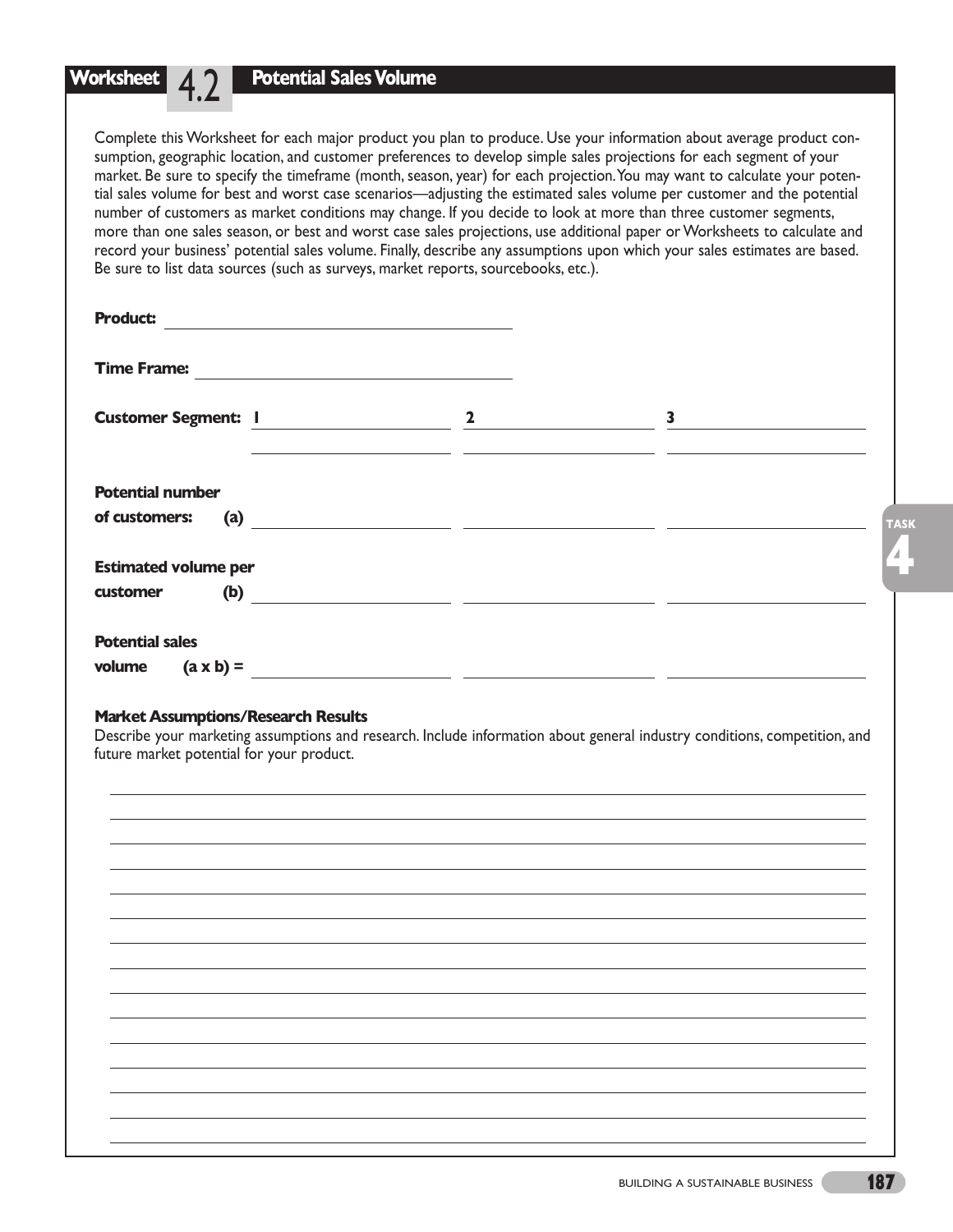## Worksheet 4.2 Potential Sales Volume

Complete this Worksheet for each major product you plan to produce. Use your information about average product consumption, geographic location, and customer preferences to develop simple sales projections for each segment of your market. Be sure to specify the timeframe (month, season, year) for each projection. You may want to calculate your potential sales volume for best and worst case scenarios—adjusting the estimated sales volume per customer and the potential number of customers as market conditions may change. If you decide to look at more than three customer segments, more than one sales season, or best and worst case sales projections, use additional paper or Worksheets to calculate and record your business' potential sales volume. Finally, describe any assumptions upon which your sales estimates are based. Be sure to list data sources (such as surveys, market reports, sourcebooks, etc.).

**Product:** ______________________________

**Time Frame:** ______________________________

| **Customer Segment:** | **1** | **2** | **3** |
|---|---|---|---|
| | | | |
| **Potential number of customers: (a)** | | | |
| **Estimated volume per customer (b)** | | | |
| **Potential sales volume (a x b) =** | | | |

**Market Assumptions/Research Results**

Describe your marketing assumptions and research. Include information about general industry conditions, competition, and future market potential for your product.

______________________________________________________________________

______________________________________________________________________

______________________________________________________________________

______________________________________________________________________

______________________________________________________________________

______________________________________________________________________

______________________________________________________________________

______________________________________________________________________

______________________________________________________________________

______________________________________________________________________

______________________________________________________________________

______________________________________________________________________

______________________________________________________________________

______________________________________________________________________

______________________________________________________________________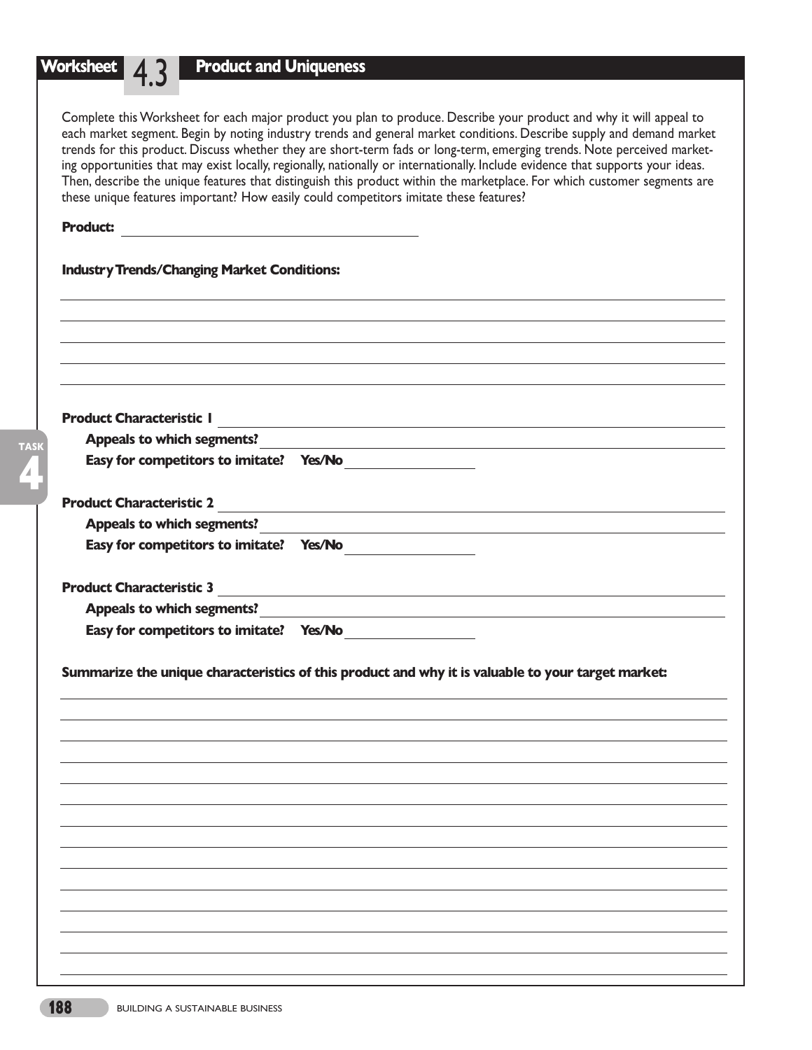## Worksheet 4.3 Product and Uniqueness

Complete this Worksheet for each major product you plan to produce. Describe your product and why it will appeal to each market segment. Begin by noting industry trends and general market conditions. Describe supply and demand market trends for this product. Discuss whether they are short-term fads or long-term, emerging trends. Note perceived marketing opportunities that may exist locally, regionally, nationally or internationally. Include evidence that supports your ideas. Then, describe the unique features that distinguish this product within the marketplace. For which customer segments are these unique features important? How easily could competitors imitate these features?

**Product:** ______________________________

**Industry Trends/Changing Market Conditions:**

______________________________

______________________________

______________________________

______________________________

______________________________

**Product Characteristic 1** ______________________________

- **Appeals to which segments?** ______________________________
- **Easy for competitors to imitate? Yes/No** ______________

**Product Characteristic 2** ______________________________

- **Appeals to which segments?** ______________________________
- **Easy for competitors to imitate? Yes/No** ______________

**Product Characteristic 3** ______________________________

- **Appeals to which segments?** ______________________________
- **Easy for competitors to imitate? Yes/No** ______________

**Summarize the unique characteristics of this product and why it is valuable to your target market:**

______________________________

______________________________

______________________________

______________________________

______________________________

______________________________

______________________________

______________________________

______________________________

______________________________

______________________________

______________________________

______________________________

______________________________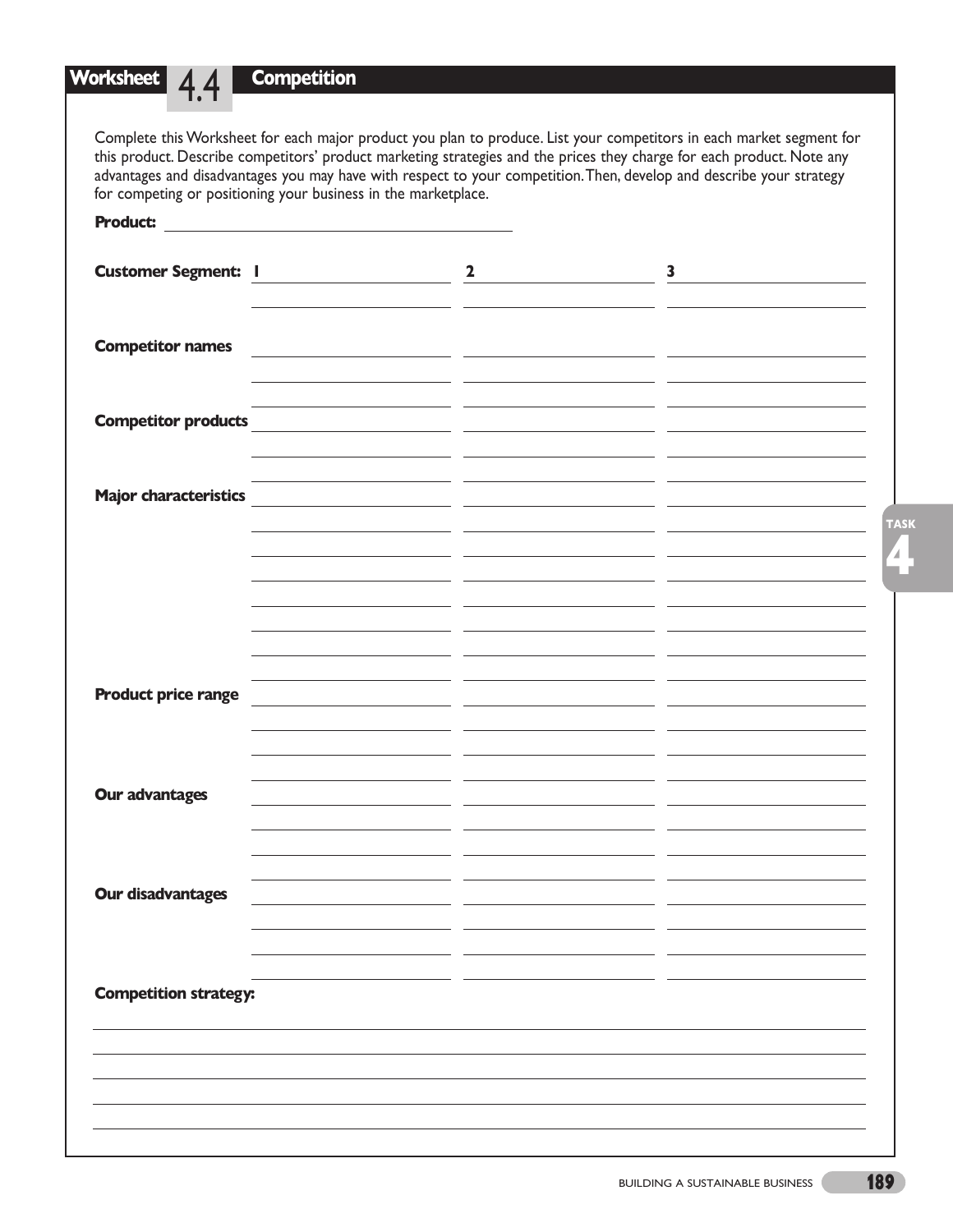# Worksheet 4.4 Competition

Complete this Worksheet for each major product you plan to produce. List your competitors in each market segment for this product. Describe competitors' product marketing strategies and the prices they charge for each product. Note any advantages and disadvantages you may have with respect to your competition. Then, develop and describe your strategy for competing or positioning your business in the marketplace.

**Product:** ______________________________

| | | | |
|---|---|---|---|
| **Customer Segment:** | 1 | 2 | 3 |
| **Competitor names** | | | |
| **Competitor products** | | | |
| **Major characteristics** | | | |
| **Product price range** | | | |
| **Our advantages** | | | |
| **Our disadvantages** | | | |

**Competition strategy:**

______________________________

______________________________

______________________________

______________________________

______________________________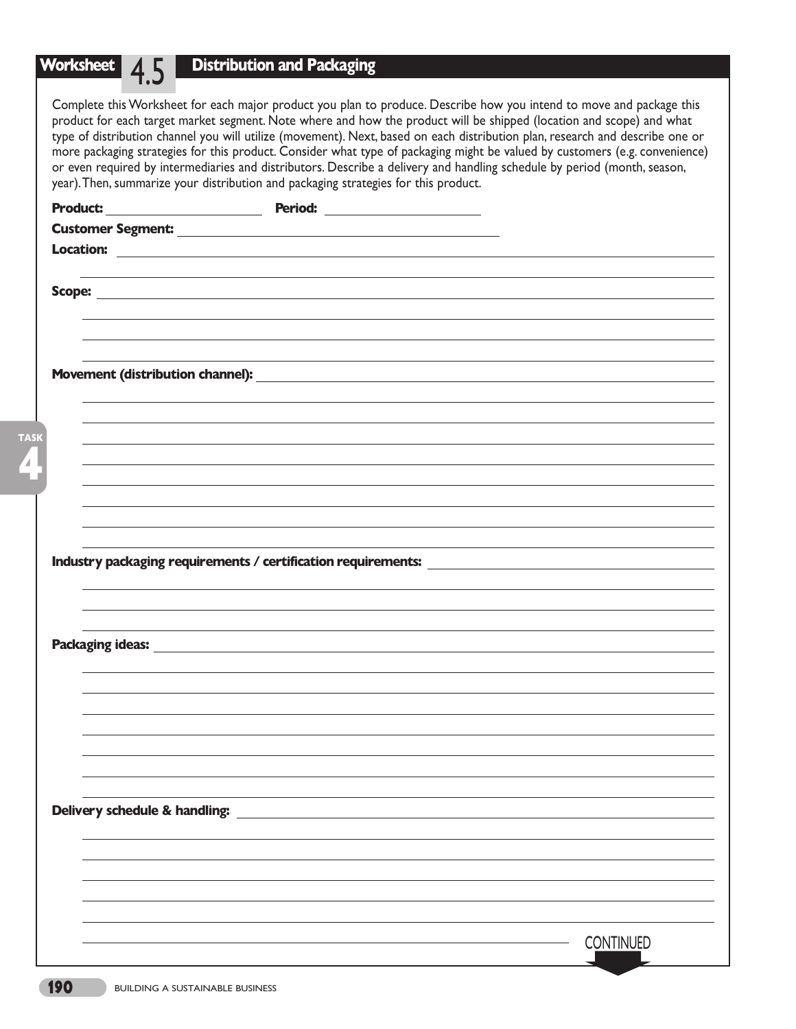# Worksheet 4.5 Distribution and Packaging

Complete this Worksheet for each major product you plan to produce. Describe how you intend to move and package this product for each target market segment. Note where and how the product will be shipped (location and scope) and what type of distribution channel you will utilize (movement). Next, based on each distribution plan, research and describe one or more packaging strategies for this product. Consider what type of packaging might be valued by customers (e.g. convenience) or even required by intermediaries and distributors. Describe a delivery and handling schedule by period (month, season, year). Then, summarize your distribution and packaging strategies for this product.

**Product:** ____________________ **Period:** ____________________

**Customer Segment:** ________________________________________

**Location:** ________________________________________

**Scope:** ________________________________________

**Movement (distribution channel):** ________________________________________

**Industry packaging requirements / certification requirements:** ________________________________________

**Packaging ideas:** ________________________________________

**Delivery schedule & handling:** ________________________________________

CONTINUED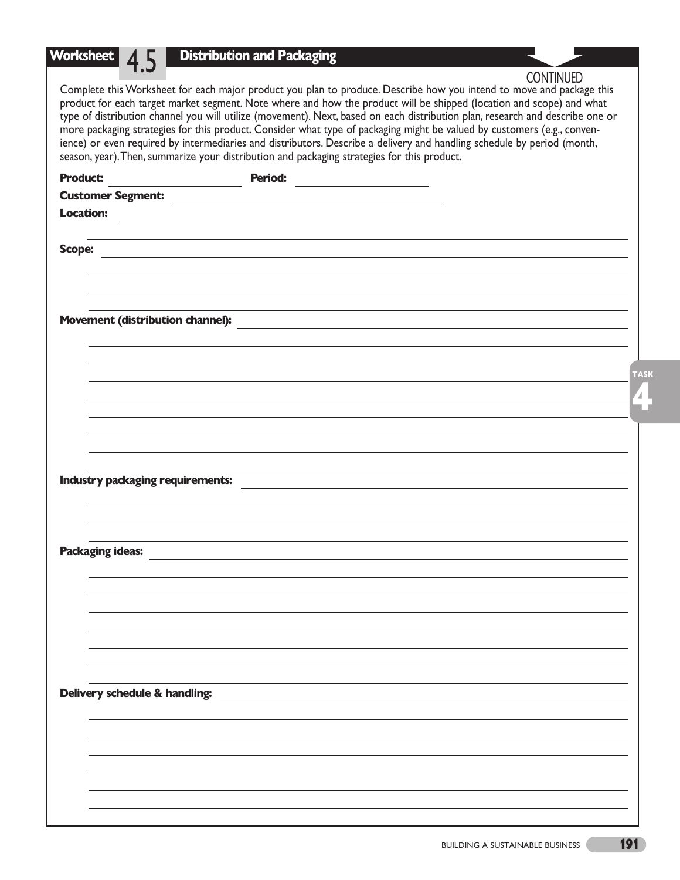## Worksheet 4.5 Distribution and Packaging

CONTINUED

Complete this Worksheet for each major product you plan to produce. Describe how you intend to move and package this product for each target market segment. Note where and how the product will be shipped (location and scope) and what type of distribution channel you will utilize (movement). Next, based on each distribution plan, research and describe one or more packaging strategies for this product. Consider what type of packaging might be valued by customers (e.g., convenience) or even required by intermediaries and distributors. Describe a delivery and handling schedule by period (month, season, year). Then, summarize your distribution and packaging strategies for this product.

**Product:** ____________________ **Period:** ____________________

**Customer Segment:** ______________________________________________

**Location:** ______________________________________________

______________________________________________

**Scope:** ______________________________________________

______________________________________________

______________________________________________

______________________________________________

**Movement (distribution channel):** ______________________________________________

______________________________________________

______________________________________________

______________________________________________

______________________________________________

______________________________________________

______________________________________________

______________________________________________

______________________________________________

**Industry packaging requirements:** ______________________________________________

______________________________________________

______________________________________________

______________________________________________

**Packaging ideas:** ______________________________________________

______________________________________________

______________________________________________

______________________________________________

______________________________________________

______________________________________________

______________________________________________

**Delivery schedule & handling:** ______________________________________________

______________________________________________

______________________________________________

______________________________________________

______________________________________________

______________________________________________

______________________________________________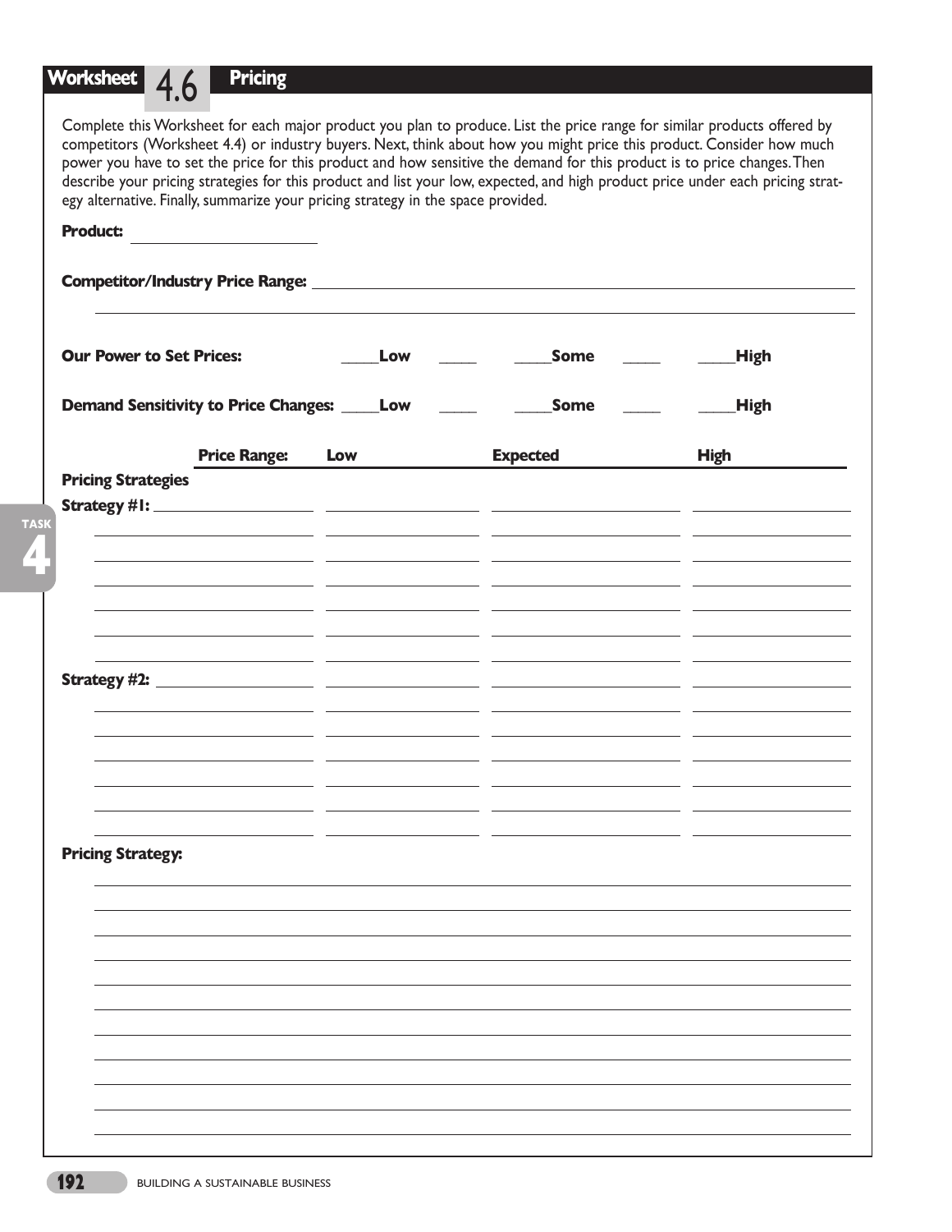## Worksheet 4.6 Pricing

Complete this Worksheet for each major product you plan to produce. List the price range for similar products offered by competitors (Worksheet 4.4) or industry buyers. Next, think about how you might price this product. Consider how much power you have to set the price for this product and how sensitive the demand for this product is to price changes. Then describe your pricing strategies for this product and list your low, expected, and high product price under each pricing strategy alternative. Finally, summarize your pricing strategy in the space provided.

**Product:** ____________________

**Competitor/Industry Price Range:** ____________________________________________________________

____________________________________________________________

**Our Power to Set Prices:** \_\_\_\_Low \_\_\_\_ \_\_\_\_Some \_\_\_\_ \_\_\_\_High

**Demand Sensitivity to Price Changes:** \_\_\_\_Low \_\_\_\_ \_\_\_\_Some \_\_\_\_ \_\_\_\_High

| **Pricing Strategies** / **Price Range:** | **Low** | **Expected** | **High** |
|---|---|---|---|
| **Strategy #1:** | | | |
| | | | |
| | | | |
| | | | |
| | | | |
| | | | |
| | | | |
| **Strategy #2:** | | | |
| | | | |
| | | | |
| | | | |
| | | | |
| | | | |
| | | | |

**Pricing Strategy:**

____________________________________________________________

____________________________________________________________

____________________________________________________________

____________________________________________________________

____________________________________________________________

____________________________________________________________

____________________________________________________________

____________________________________________________________

____________________________________________________________

____________________________________________________________

____________________________________________________________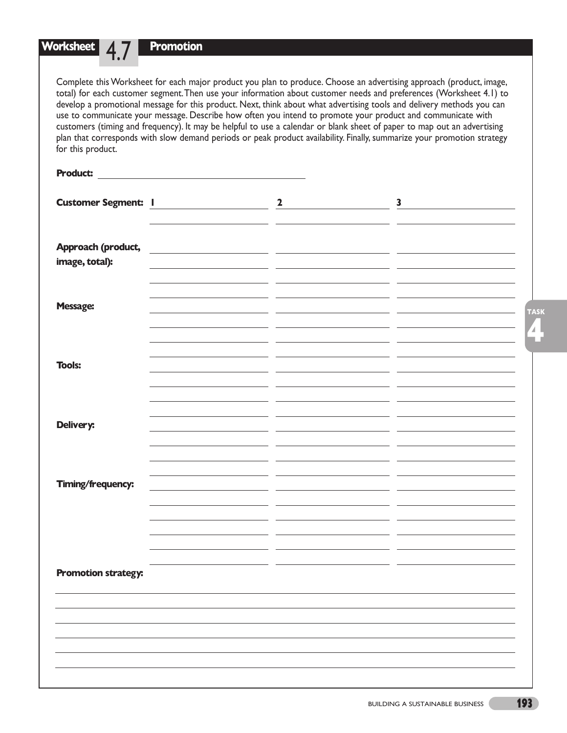## Worksheet 4.7 Promotion

Complete this Worksheet for each major product you plan to produce. Choose an advertising approach (product, image, total) for each customer segment. Then use your information about customer needs and preferences (Worksheet 4.1) to develop a promotional message for this product. Next, think about what advertising tools and delivery methods you can use to communicate your message. Describe how often you intend to promote your product and communicate with customers (timing and frequency). It may be helpful to use a calendar or blank sheet of paper to map out an advertising plan that corresponds with slow demand periods or peak product availability. Finally, summarize your promotion strategy for this product.

**Product:** ______________________________

| **Customer Segment:** | 1 | 2 | 3 |
|---|---|---|---|
| | | | |
| **Approach (product, image, total):** | | | |
| **Message:** | | | |
| **Tools:** | | | |
| **Delivery:** | | | |
| **Timing/frequency:** | | | |

**Promotion strategy:**

______________________________

______________________________

______________________________

______________________________

______________________________

______________________________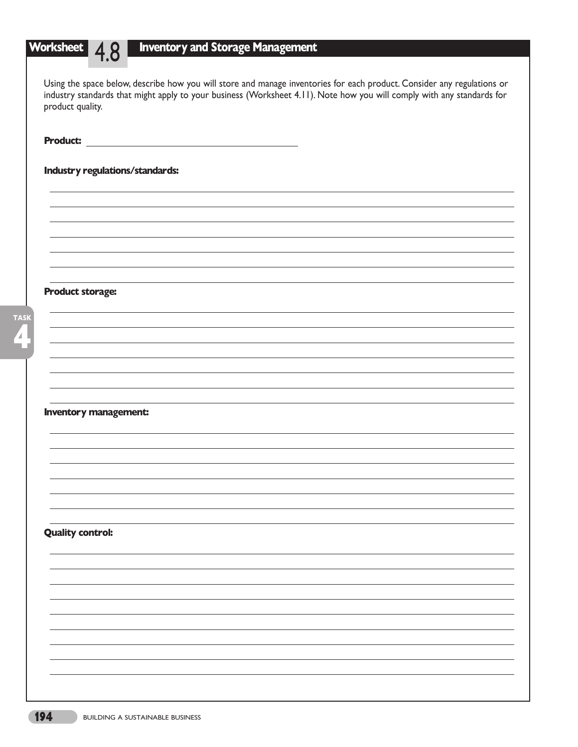# Worksheet 4.8 Inventory and Storage Management

Using the space below, describe how you will store and manage inventories for each product. Consider any regulations or industry standards that might apply to your business (Worksheet 4.11). Note how you will comply with any standards for product quality.

**Product:** ______________________________

**Industry regulations/standards:**

**Product storage:**

**Inventory management:**

**Quality control:**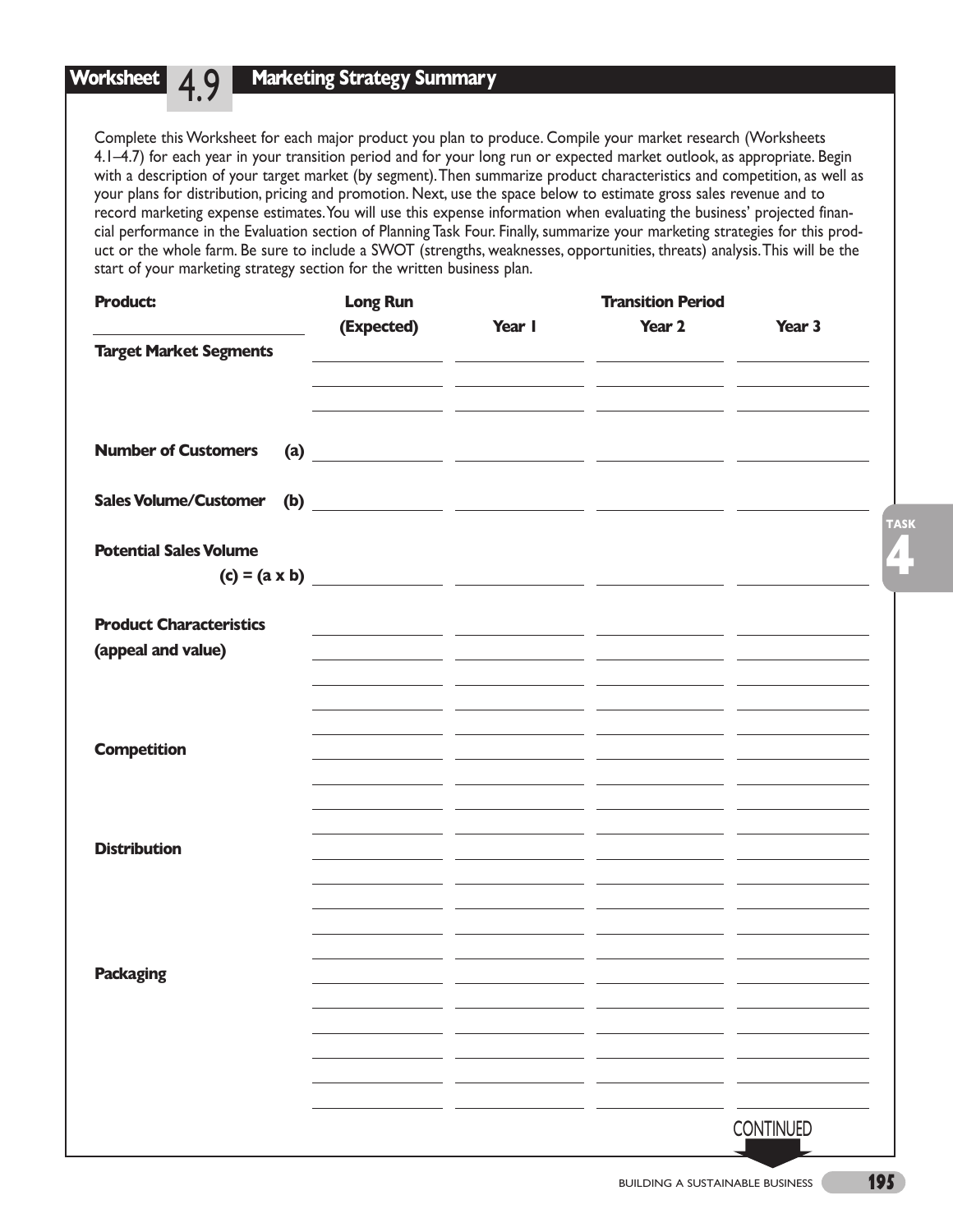## Worksheet 4.9 Marketing Strategy Summary

Complete this Worksheet for each major product you plan to produce. Compile your market research (Worksheets 4.1–4.7) for each year in your transition period and for your long run or expected market outlook, as appropriate. Begin with a description of your target market (by segment). Then summarize product characteristics and competition, as well as your plans for distribution, pricing and promotion. Next, use the space below to estimate gross sales revenue and to record marketing expense estimates. You will use this expense information when evaluating the business' projected financial performance in the Evaluation section of Planning Task Four. Finally, summarize your marketing strategies for this product or the whole farm. Be sure to include a SWOT (strengths, weaknesses, opportunities, threats) analysis. This will be the start of your marketing strategy section for the written business plan.

| **Product:** ____________ | **Long Run (Expected)** | **Transition Period Year 1** | **Year 2** | **Year 3** |
|---|---|---|---|---|
| **Target Market Segments** | | | | |
| **Number of Customers (a)** | | | | |
| **Sales Volume/Customer (b)** | | | | |
| **Potential Sales Volume (c) = (a x b)** | | | | |
| **Product Characteristics (appeal and value)** | | | | |
| **Competition** | | | | |
| **Distribution** | | | | |
| **Packaging** | | | | |

CONTINUED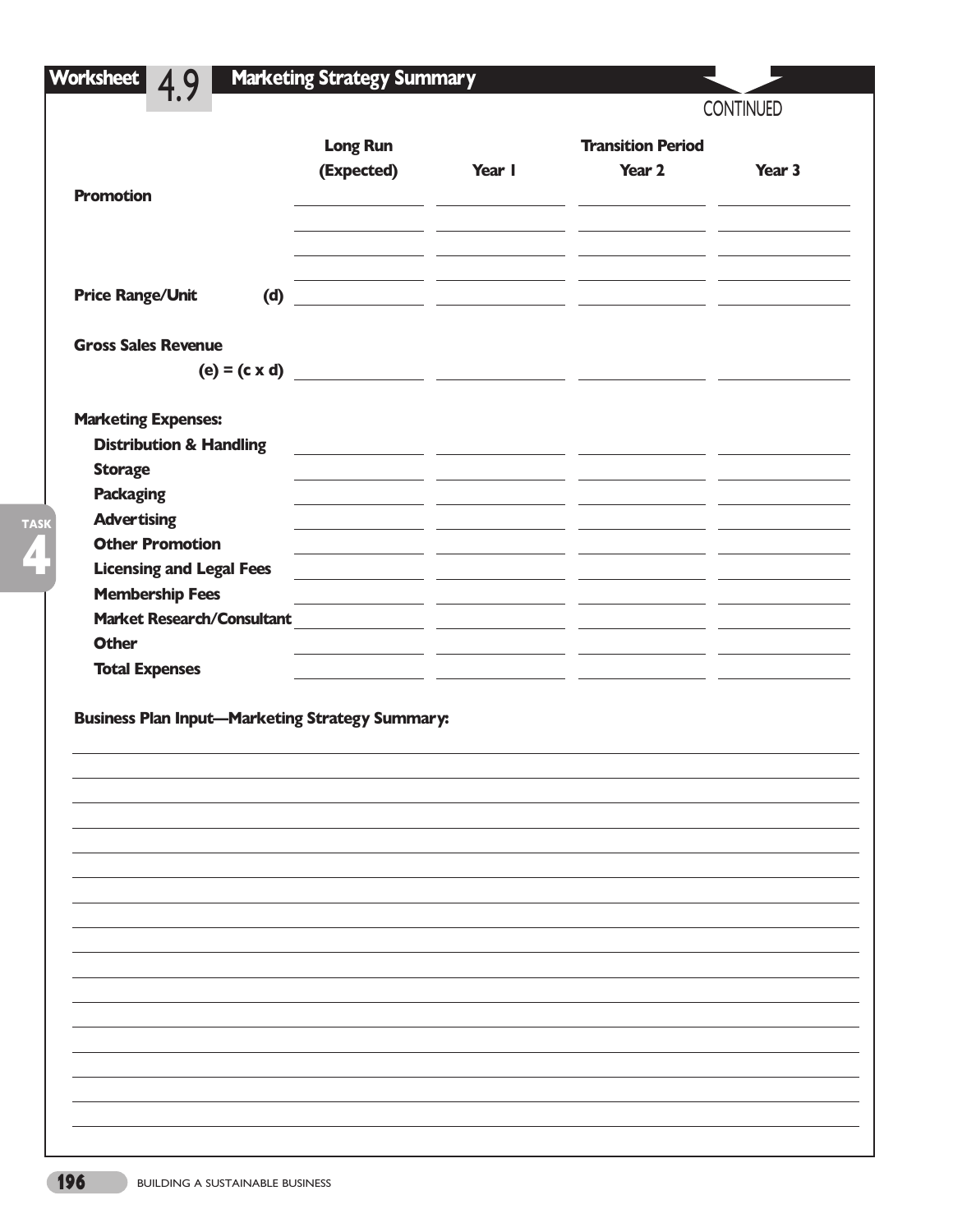## Worksheet 4.9 Marketing Strategy Summary

CONTINUED

| | Long Run (Expected) | Year 1 | Transition Period Year 2 | Year 3 |
|---|---|---|---|---|
| **Promotion** | | | | |
| | | | | |
| | | | | |
| | | | | |
| **Price Range/Unit** (d) | | | | |
| **Gross Sales Revenue** (e) = (c x d) | | | | |
| **Marketing Expenses:** | | | | |
| **Distribution & Handling** | | | | |
| **Storage** | | | | |
| **Packaging** | | | | |
| **Advertising** | | | | |
| **Other Promotion** | | | | |
| **Licensing and Legal Fees** | | | | |
| **Membership Fees** | | | | |
| **Market Research/Consultant** | | | | |
| **Other** | | | | |
| **Total Expenses** | | | | |

**Business Plan Input—Marketing Strategy Summary:**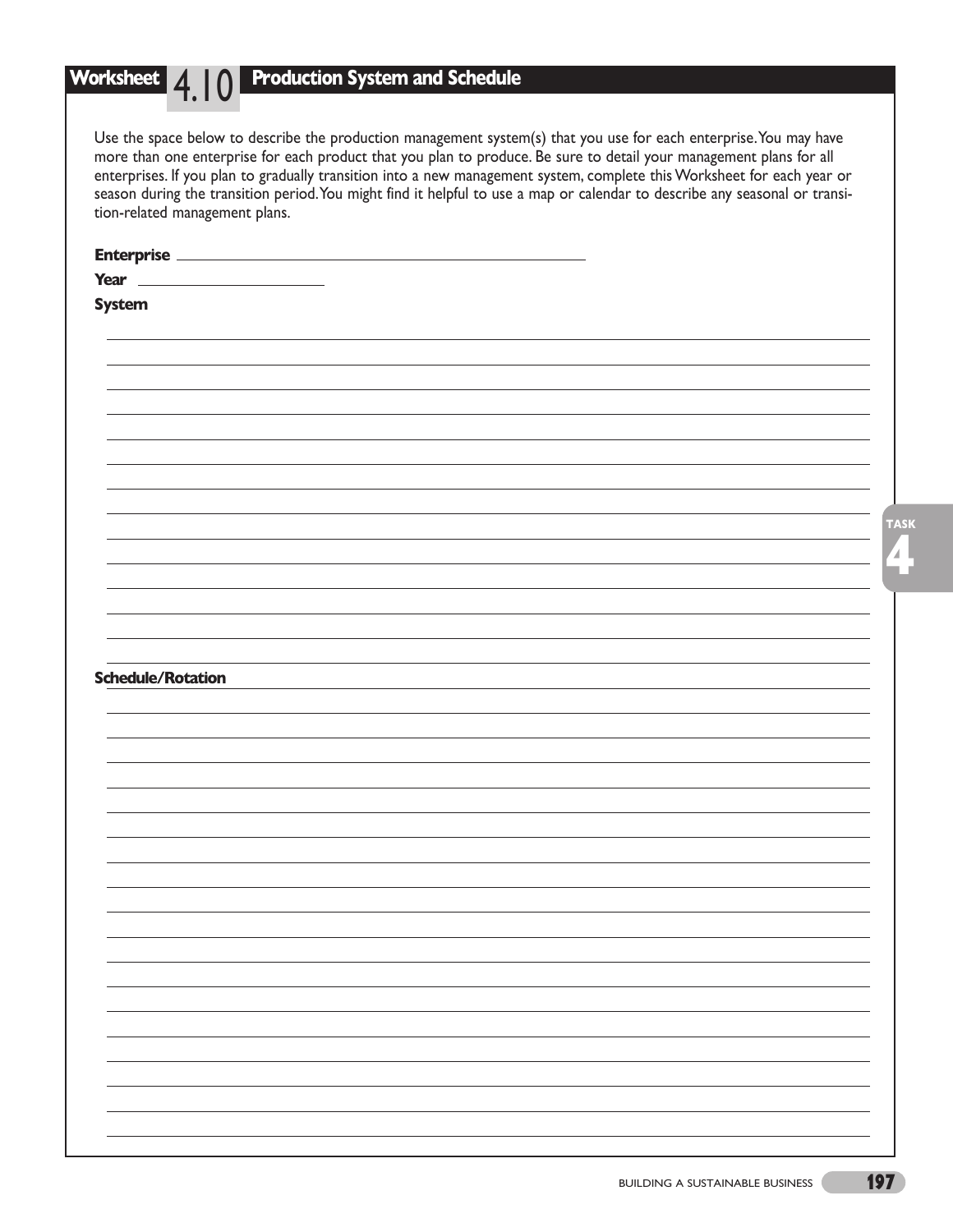## Worksheet 4.10 Production System and Schedule

Use the space below to describe the production management system(s) that you use for each enterprise. You may have more than one enterprise for each product that you plan to produce. Be sure to detail your management plans for all enterprises. If you plan to gradually transition into a new management system, complete this Worksheet for each year or season during the transition period. You might find it helpful to use a map or calendar to describe any seasonal or transition-related management plans.

**Enterprise** ______________________________

**Year** ______________

**System**

**Schedule/Rotation**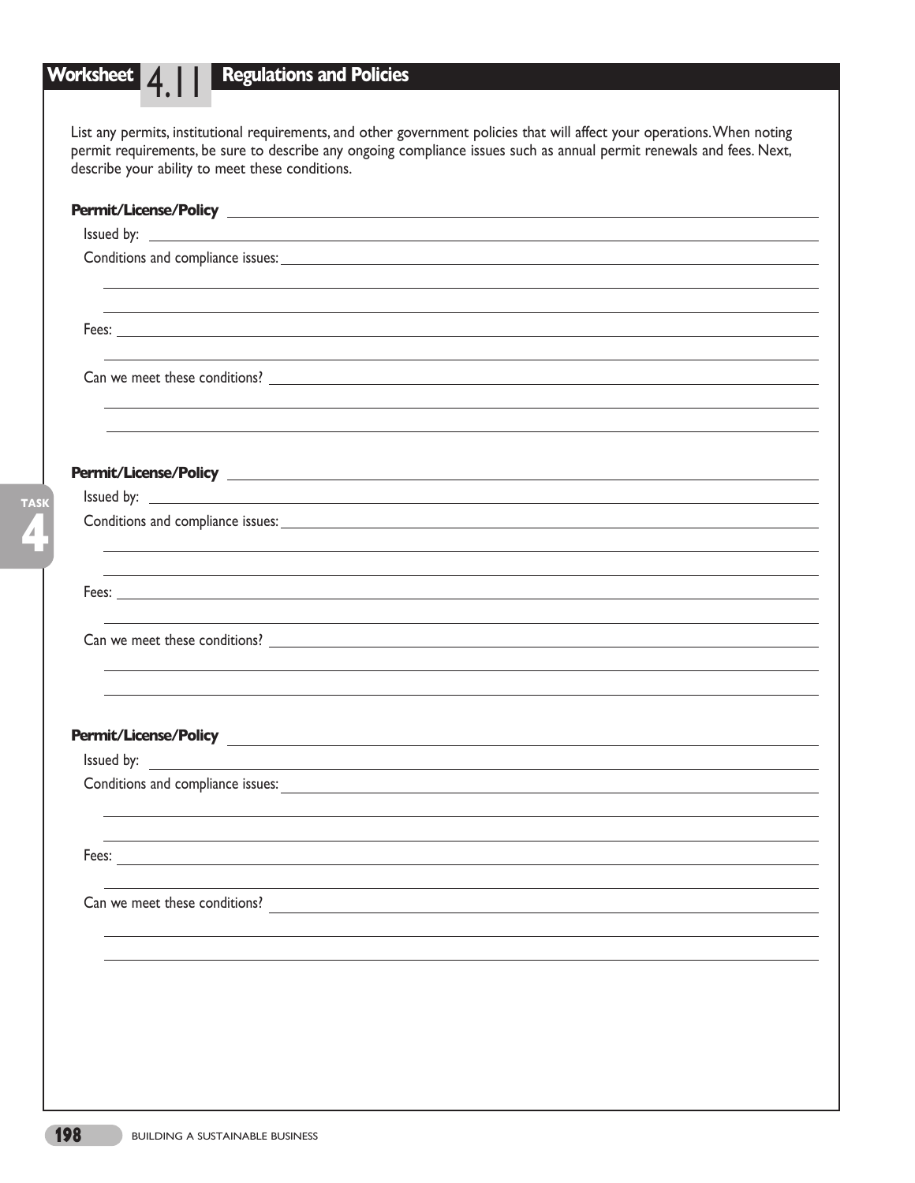# Worksheet 4.11 Regulations and Policies

List any permits, institutional requirements, and other government policies that will affect your operations. When noting permit requirements, be sure to describe any ongoing compliance issues such as annual permit renewals and fees. Next, describe your ability to meet these conditions.

**Permit/License/Policy** ______________________________

Issued by: ______________________________

Conditions and compliance issues: ______________________________

______________________________

______________________________

Fees: ______________________________

______________________________

Can we meet these conditions? ______________________________

______________________________

______________________________

**Permit/License/Policy** ______________________________

Issued by: ______________________________

Conditions and compliance issues: ______________________________

______________________________

______________________________

Fees: ______________________________

______________________________

Can we meet these conditions? ______________________________

______________________________

______________________________

**Permit/License/Policy** ______________________________

Issued by: ______________________________

Conditions and compliance issues: ______________________________

______________________________

______________________________

Fees: ______________________________

______________________________

Can we meet these conditions? ______________________________

______________________________

______________________________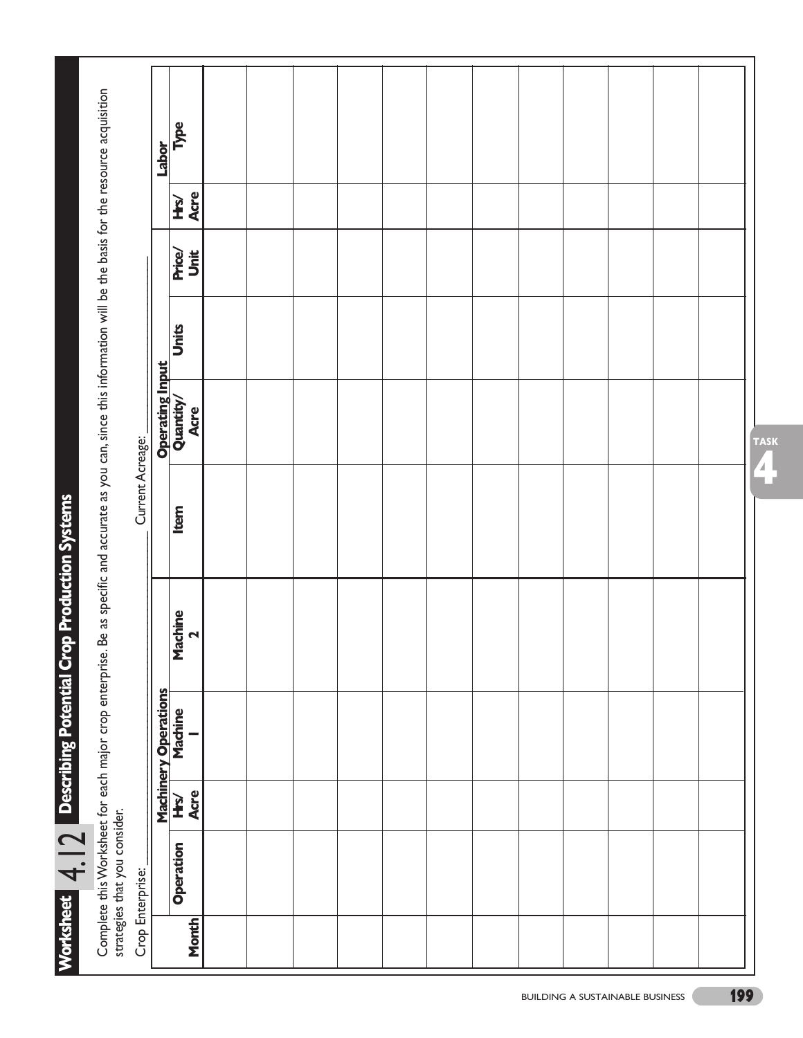# Worksheet 4.12 Describing Potential Crop Production Systems

Complete this Worksheet for each major crop enterprise. Be as specific and accurate as you can, since this information will be the basis for the resource acquisition strategies that you consider.

Crop Enterprise: \_\_\_\_\_\_\_\_\_\_\_\_\_\_\_\_ Current Acreage: \_\_\_\_\_\_\_\_\_\_\_\_\_\_\_\_

| Month | Operation | Machinery Operations | | | Operating Input | | | | Labor | |
|---|---|---|---|---|---|---|---|---|---|---|
| | | Hrs/ Acre | Machine 1 | Machine 2 | Item | Quantity/ Acre | Units | Price/ Unit | Hrs/ Acre | Type |
| | | | | | | | | | | |
| | | | | | | | | | | |
| | | | | | | | | | | |
| | | | | | | | | | | |
| | | | | | | | | | | |
| | | | | | | | | | | |
| | | | | | | | | | | |
| | | | | | | | | | | |
| | | | | | | | | | | |
| | | | | | | | | | | |
| | | | | | | | | | | |
| | | | | | | | | | | |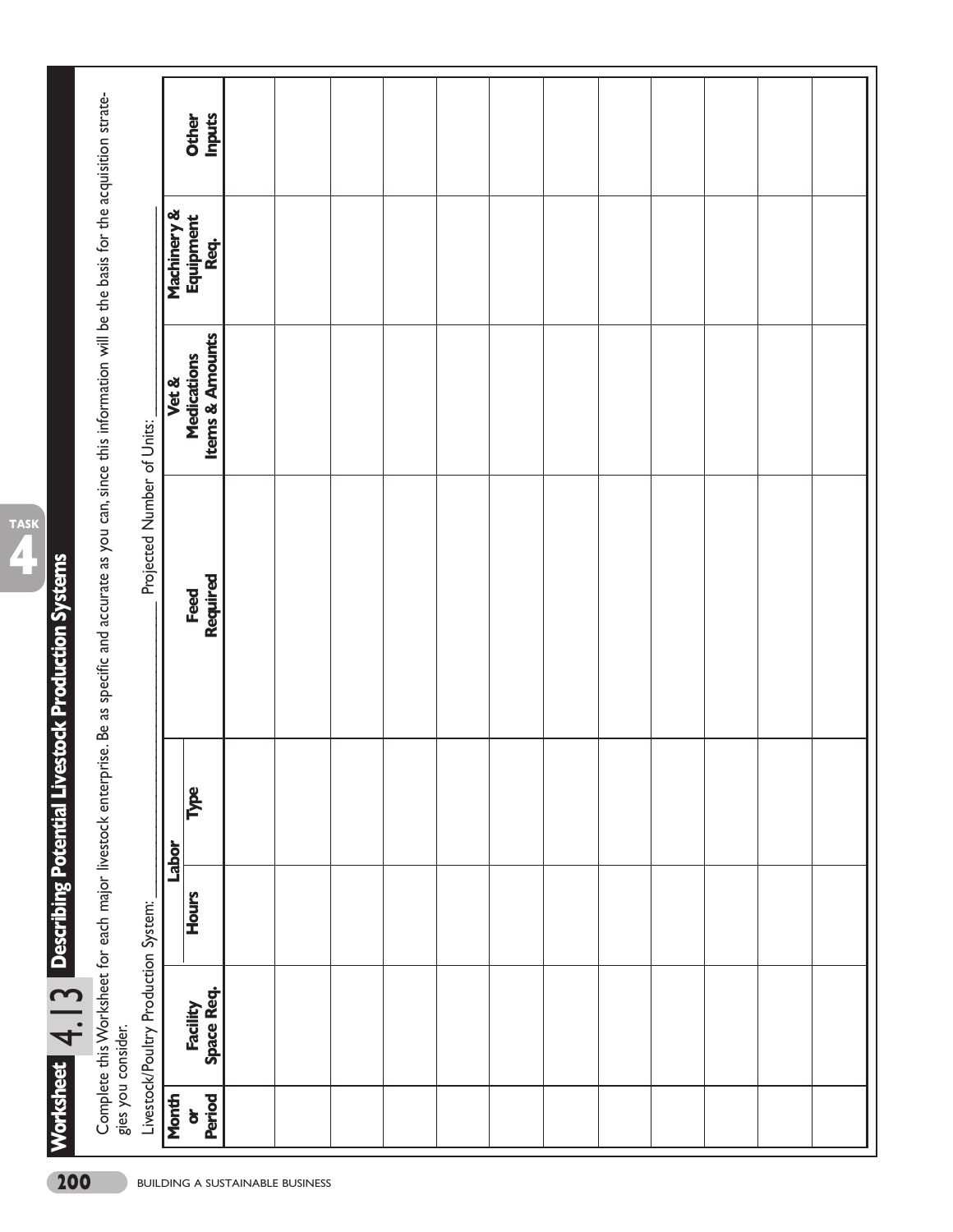# Worksheet 4.13 Describing Potential Livestock Production Systems

Complete this Worksheet for each major livestock enterprise. Be as specific and accurate as you can, since this information will be the basis for the acquisition strategies you consider.

Livestock/Poultry Production System: ______________________ Projected Number of Units: ______________________

| Month or Period | Facility Space Req. | Labor | | Feed Required | Vet & Medications Items & Amounts | Machinery & Equipment Req. | Other Inputs |
|---|---|---|---|---|---|---|---|
| | | Hours | Type | | | | |
| | | | | | | | |
| | | | | | | | |
| | | | | | | | |
| | | | | | | | |
| | | | | | | | |
| | | | | | | | |
| | | | | | | | |
| | | | | | | | |
| | | | | | | | |
| | | | | | | | |
| | | | | | | | |
| | | | | | | | |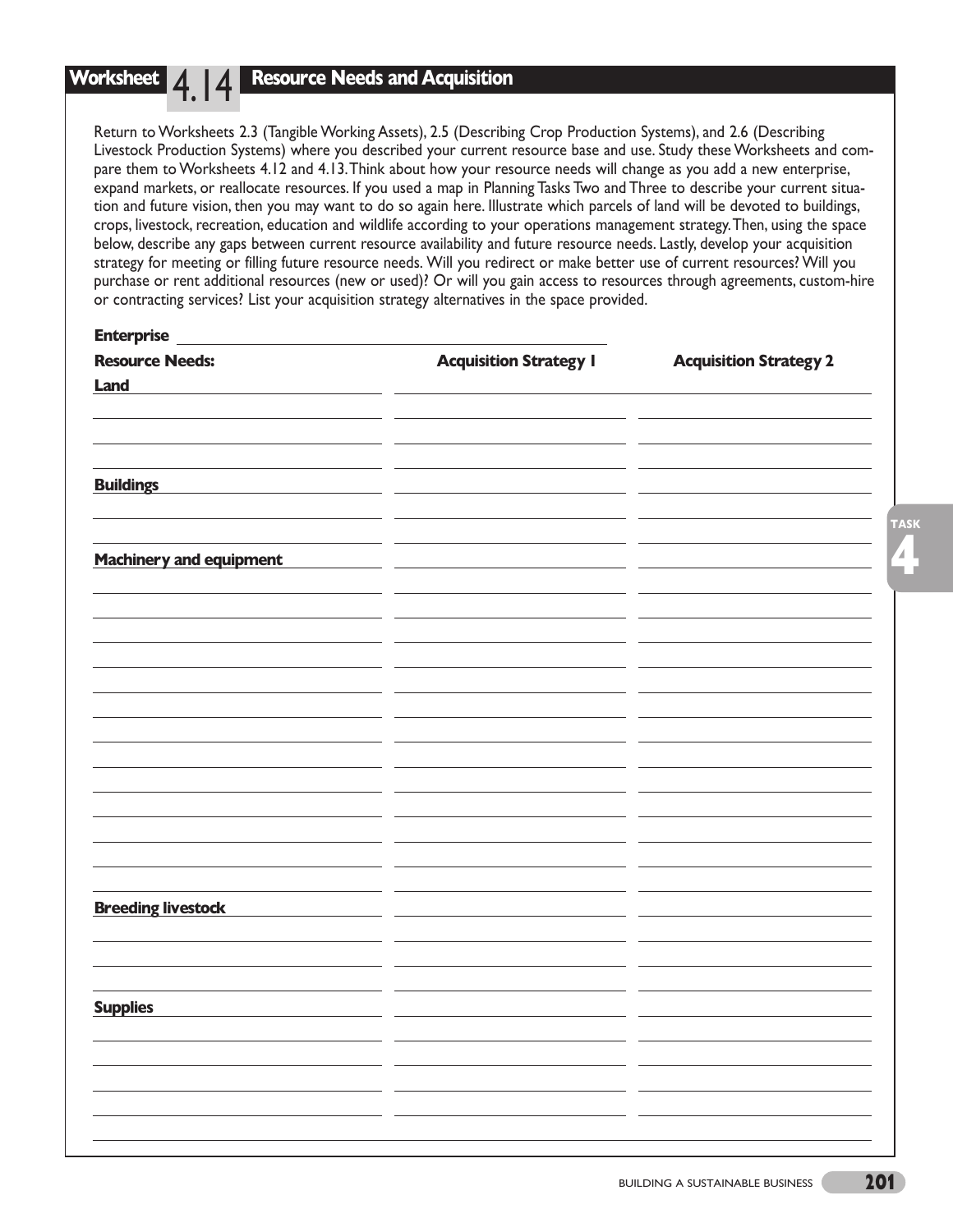## Worksheet 4.14 Resource Needs and Acquisition

Return to Worksheets 2.3 (Tangible Working Assets), 2.5 (Describing Crop Production Systems), and 2.6 (Describing Livestock Production Systems) where you described your current resource base and use. Study these Worksheets and compare them to Worksheets 4.12 and 4.13. Think about how your resource needs will change as you add a new enterprise, expand markets, or reallocate resources. If you used a map in Planning Tasks Two and Three to describe your current situation and future vision, then you may want to do so again here. Illustrate which parcels of land will be devoted to buildings, crops, livestock, recreation, education and wildlife according to your operations management strategy. Then, using the space below, describe any gaps between current resource availability and future resource needs. Lastly, develop your acquisition strategy for meeting or filling future resource needs. Will you redirect or make better use of current resources? Will you purchase or rent additional resources (new or used)? Or will you gain access to resources through agreements, custom-hire or contracting services? List your acquisition strategy alternatives in the space provided.

**Enterprise** ______________________________

| Resource Needs: | Acquisition Strategy 1 | Acquisition Strategy 2 |
|---|---|---|
| **Land** | | |
| | | |
| | | |
| | | |
| **Buildings** | | |
| | | |
| | | |
| **Machinery and equipment** | | |
| | | |
| | | |
| | | |
| | | |
| | | |
| | | |
| | | |
| | | |
| | | |
| | | |
| | | |
| | | |
| | | |
| **Breeding livestock** | | |
| | | |
| | | |
| | | |
| **Supplies** | | |
| | | |
| | | |
| | | |
| | | |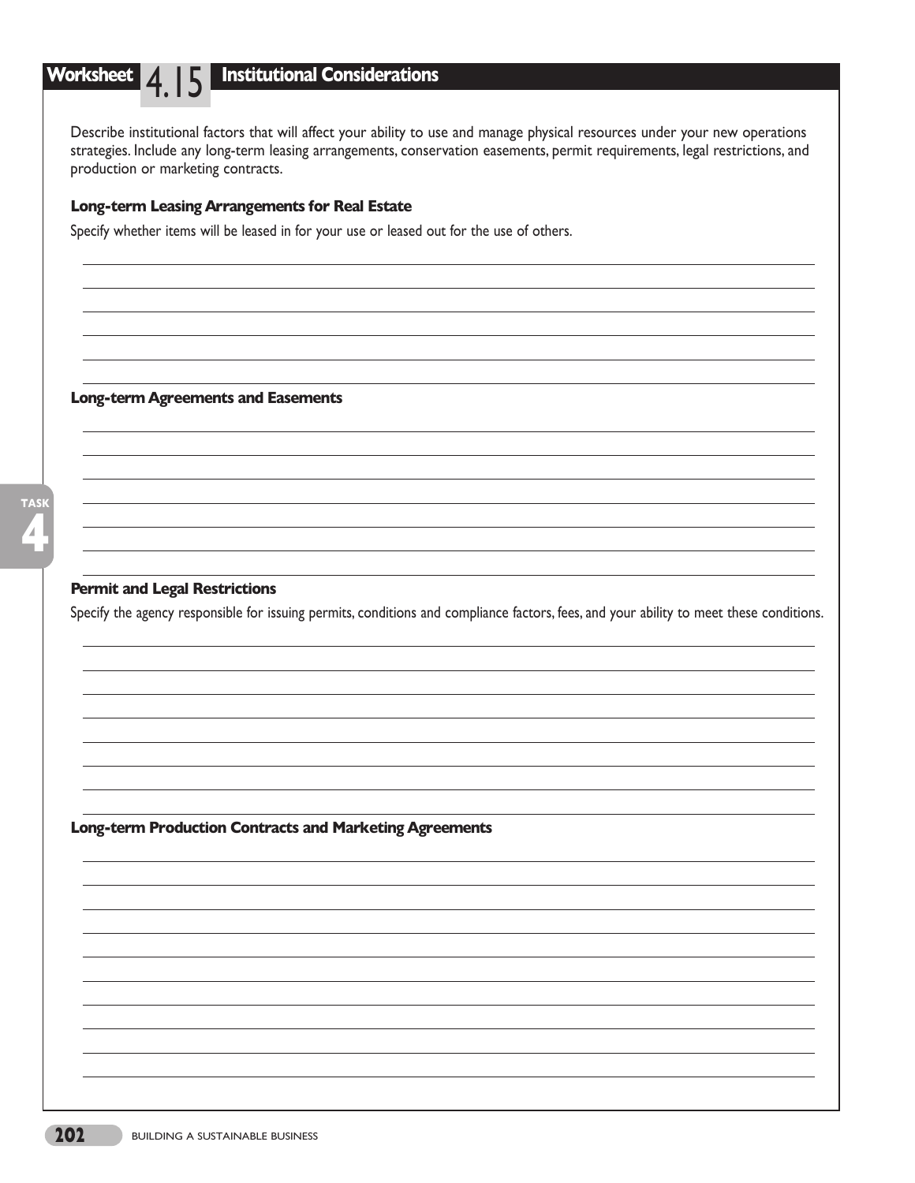## Worksheet 4.15 Institutional Considerations

Describe institutional factors that will affect your ability to use and manage physical resources under your new operations strategies. Include any long-term leasing arrangements, conservation easements, permit requirements, legal restrictions, and production or marketing contracts.

### Long-term Leasing Arrangements for Real Estate

Specify whether items will be leased in for your use or leased out for the use of others.

### Long-term Agreements and Easements

### Permit and Legal Restrictions

Specify the agency responsible for issuing permits, conditions and compliance factors, fees, and your ability to meet these conditions.

### Long-term Production Contracts and Marketing Agreements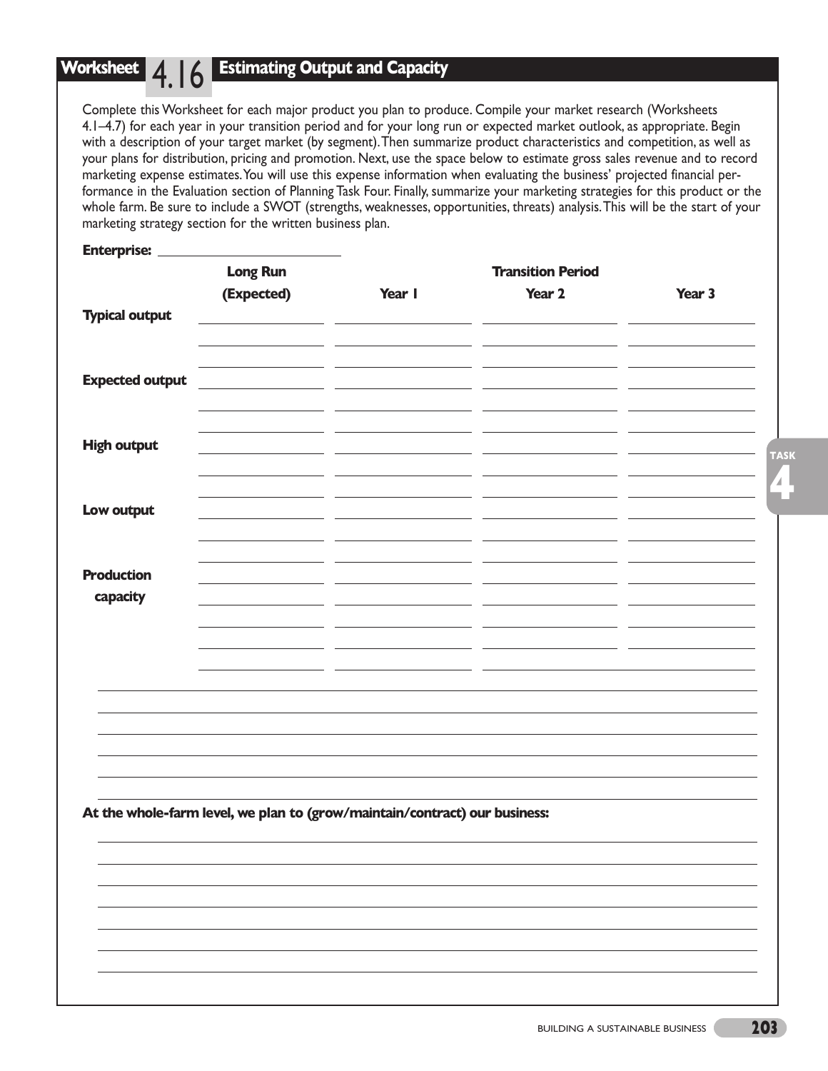## Worksheet 4.16 Estimating Output and Capacity

Complete this Worksheet for each major product you plan to produce. Compile your market research (Worksheets 4.1–4.7) for each year in your transition period and for your long run or expected market outlook, as appropriate. Begin with a description of your target market (by segment). Then summarize product characteristics and competition, as well as your plans for distribution, pricing and promotion. Next, use the space below to estimate gross sales revenue and to record marketing expense estimates. You will use this expense information when evaluating the business' projected financial performance in the Evaluation section of Planning Task Four. Finally, summarize your marketing strategies for this product or the whole farm. Be sure to include a SWOT (strengths, weaknesses, opportunities, threats) analysis. This will be the start of your marketing strategy section for the written business plan.

**Enterprise:** ______________________

| | **Long Run (Expected)** | **Transition Period** | | |
|---|---|---|---|---|
| | | **Year 1** | **Year 2** | **Year 3** |
| **Typical output** | | | | |
| | | | | |
| | | | | |
| **Expected output** | | | | |
| | | | | |
| | | | | |
| **High output** | | | | |
| | | | | |
| | | | | |
| **Low output** | | | | |
| | | | | |
| | | | | |
| **Production capacity** | | | | |
| | | | | |
| | | | | |
| | | | | |
| | | | | |

______________________________________________________________________

______________________________________________________________________

______________________________________________________________________

______________________________________________________________________

______________________________________________________________________

______________________________________________________________________

**At the whole-farm level, we plan to (grow/maintain/contract) our business:**

______________________________________________________________________

______________________________________________________________________

______________________________________________________________________

______________________________________________________________________

______________________________________________________________________

______________________________________________________________________

______________________________________________________________________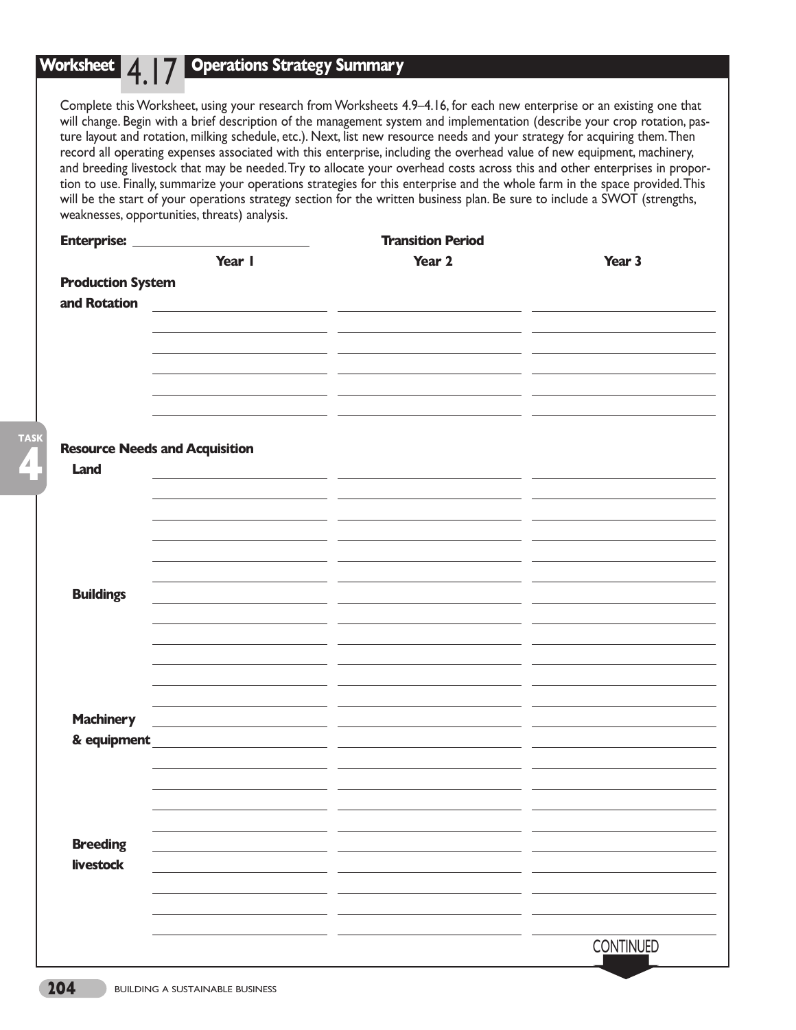## Worksheet 4.17 Operations Strategy Summary

Complete this Worksheet, using your research from Worksheets 4.9–4.16, for each new enterprise or an existing one that will change. Begin with a brief description of the management system and implementation (describe your crop rotation, pasture layout and rotation, milking schedule, etc.). Next, list new resource needs and your strategy for acquiring them. Then record all operating expenses associated with this enterprise, including the overhead value of new equipment, machinery, and breeding livestock that may be needed. Try to allocate your overhead costs across this and other enterprises in proportion to use. Finally, summarize your operations strategies for this enterprise and the whole farm in the space provided. This will be the start of your operations strategy section for the written business plan. Be sure to include a SWOT (strengths, weaknesses, opportunities, threats) analysis.

**Enterprise:** ______________________

| | Transition Period | | |
|---|---|---|---|
| | **Year 1** | **Year 2** | **Year 3** |
| **Production System and Rotation** | | | |
| | | | |
| | | | |
| | | | |
| | | | |
| **Resource Needs and Acquisition** | | | |
| **Land** | | | |
| | | | |
| | | | |
| | | | |
| | | | |
| | | | |
| **Buildings** | | | |
| | | | |
| | | | |
| | | | |
| | | | |
| | | | |
| **Machinery & equipment** | | | |
| | | | |
| | | | |
| | | | |
| | | | |
| | | | |
| **Breeding livestock** | | | |
| | | | |
| | | | |
| | | | |
| | | | |

CONTINUED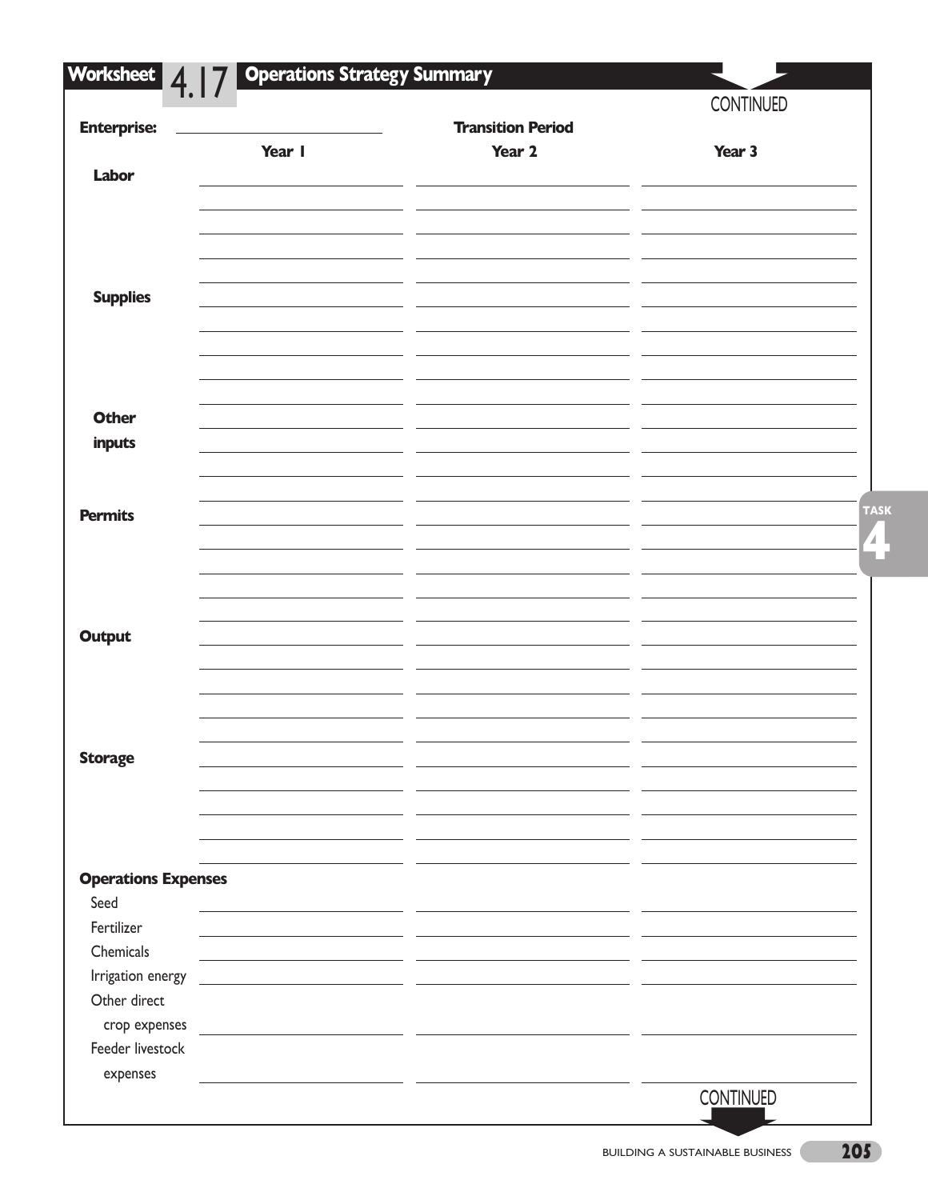## Worksheet 4.17 Operations Strategy Summary

CONTINUED

**Enterprise:** ______________________

| | Transition Period | | |
|---|---|---|---|
| | **Year 1** | **Year 2** | **Year 3** |
| **Labor** | | | |
| | | | |
| | | | |
| | | | |
| | | | |
| **Supplies** | | | |
| | | | |
| | | | |
| | | | |
| | | | |
| **Other inputs** | | | |
| | | | |
| | | | |
| **Permits** | | | |
| | | | |
| | | | |
| | | | |
| | | | |
| **Output** | | | |
| | | | |
| | | | |
| | | | |
| | | | |
| **Storage** | | | |
| | | | |
| | | | |
| | | | |
| | | | |
| **Operations Expenses** | | | |
| Seed | | | |
| Fertilizer | | | |
| Chemicals | | | |
| Irrigation energy | | | |
| Other direct crop expenses | | | |
| Feeder livestock expenses | | | |

CONTINUED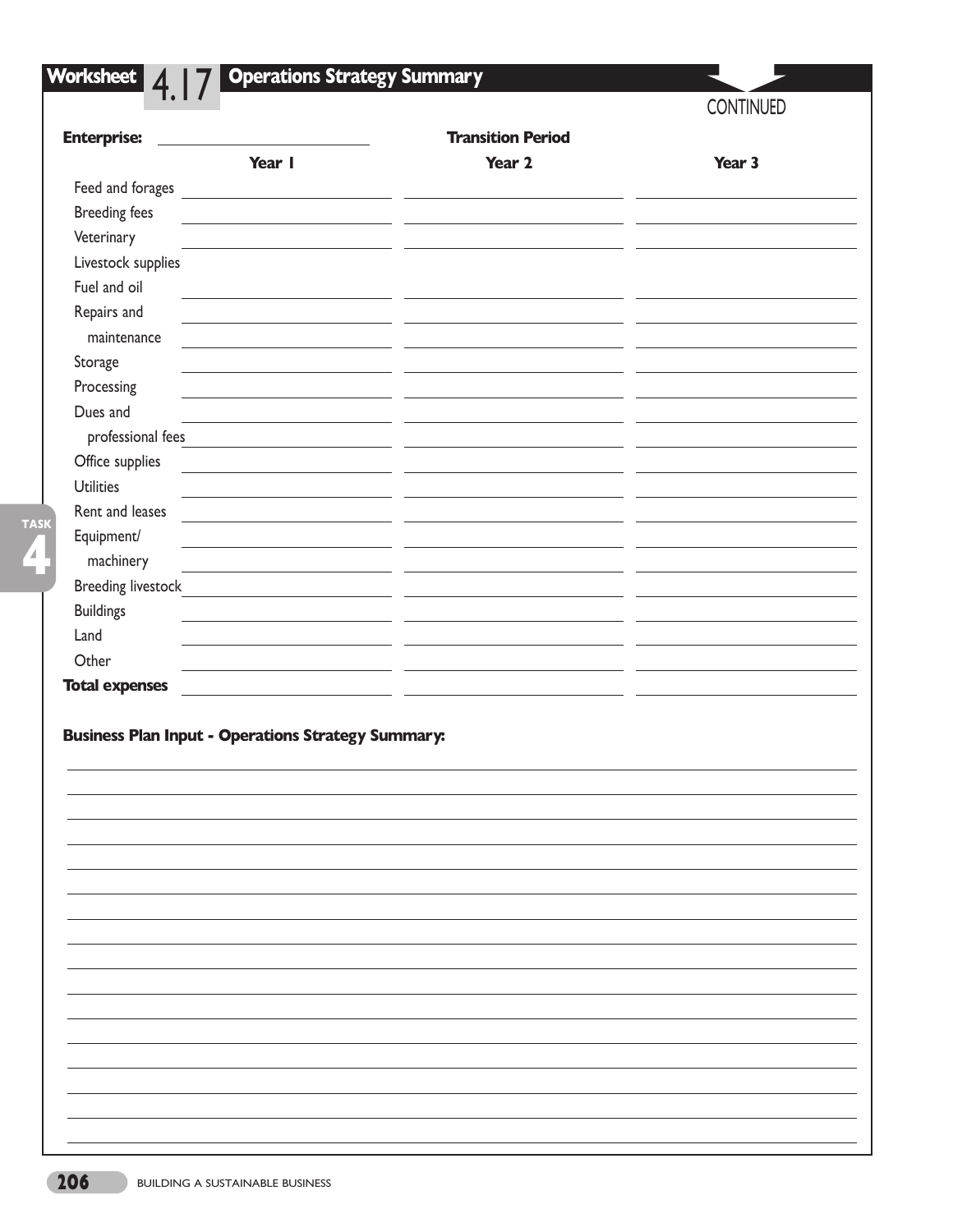## Worksheet 4.17 Operations Strategy Summary

CONTINUED

**Enterprise:** ____________________

| | **Transition Period** | | |
|---|---|---|---|
| | **Year 1** | **Year 2** | **Year 3** |
| Feed and forages | | | |
| Breeding fees | | | |
| Veterinary | | | |
| Livestock supplies | | | |
| Fuel and oil | | | |
| Repairs and maintenance | | | |
| Storage | | | |
| Processing | | | |
| Dues and professional fees | | | |
| Office supplies | | | |
| Utilities | | | |
| Rent and leases | | | |
| Equipment/ machinery | | | |
| Breeding livestock | | | |
| Buildings | | | |
| Land | | | |
| Other | | | |
| **Total expenses** | | | |

**Business Plan Input - Operations Strategy Summary:**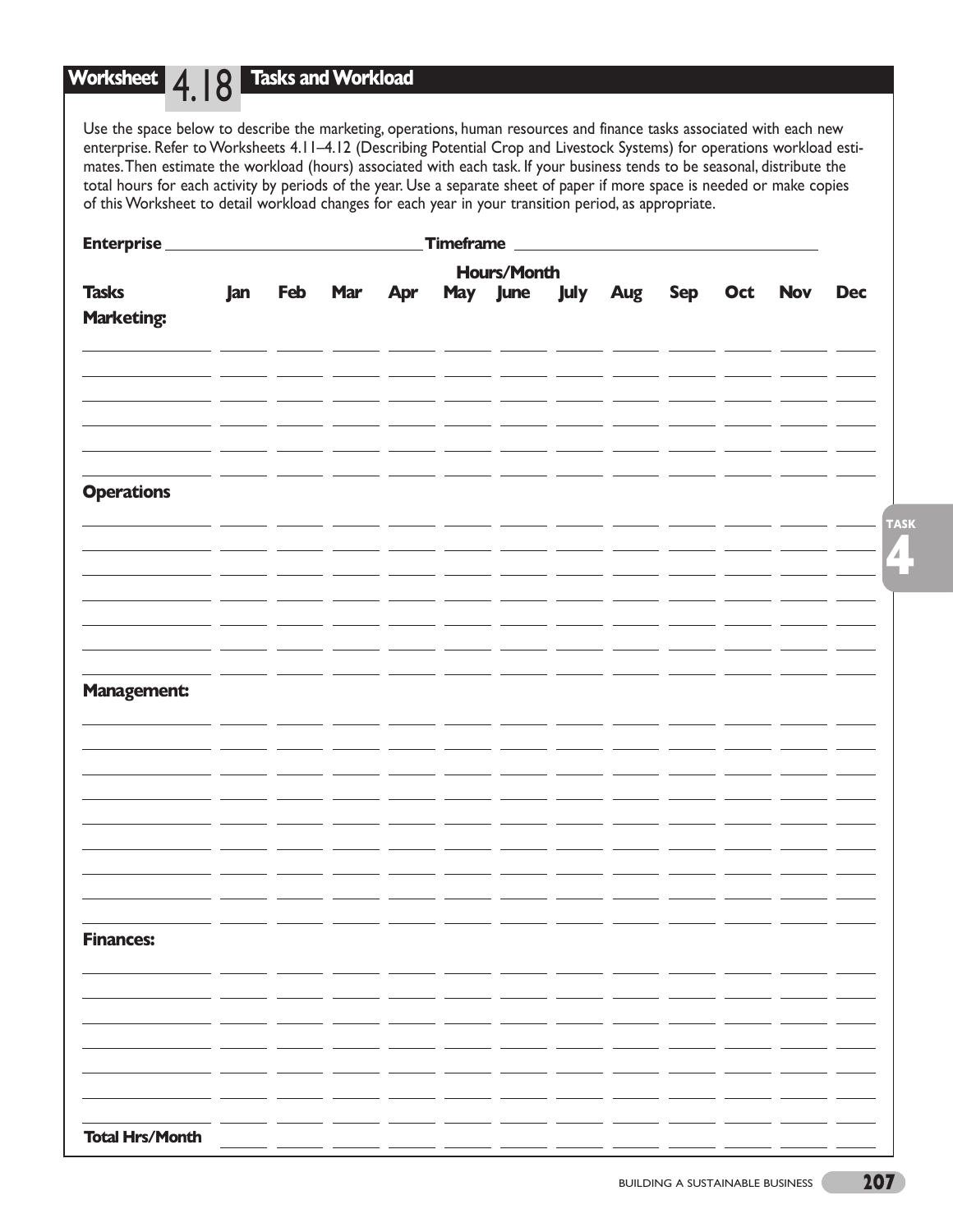## Worksheet 4.18 Tasks and Workload

Use the space below to describe the marketing, operations, human resources and finance tasks associated with each new enterprise. Refer to Worksheets 4.11–4.12 (Describing Potential Crop and Livestock Systems) for operations workload estimates. Then estimate the workload (hours) associated with each task. If your business tends to be seasonal, distribute the total hours for each activity by periods of the year. Use a separate sheet of paper if more space is needed or make copies of this Worksheet to detail workload changes for each year in your transition period, as appropriate.

**Enterprise** ______________________ **Timeframe** ______________________

| | Hours/Month | | | | | | | | | | | |
|---|---|---|---|---|---|---|---|---|---|---|---|---|
| **Tasks** | **Jan** | **Feb** | **Mar** | **Apr** | **May** | **June** | **July** | **Aug** | **Sep** | **Oct** | **Nov** | **Dec** |
| **Marketing:** | | | | | | | | | | | | |
| | | | | | | | | | | | | |
| | | | | | | | | | | | | |
| | | | | | | | | | | | | |
| | | | | | | | | | | | | |
| | | | | | | | | | | | | |
| | | | | | | | | | | | | |
| **Operations** | | | | | | | | | | | | |
| | | | | | | | | | | | | |
| | | | | | | | | | | | | |
| | | | | | | | | | | | | |
| | | | | | | | | | | | | |
| | | | | | | | | | | | | |
| | | | | | | | | | | | | |
| | | | | | | | | | | | | |
| **Management:** | | | | | | | | | | | | |
| | | | | | | | | | | | | |
| | | | | | | | | | | | | |
| | | | | | | | | | | | | |
| | | | | | | | | | | | | |
| | | | | | | | | | | | | |
| | | | | | | | | | | | | |
| | | | | | | | | | | | | |
| | | | | | | | | | | | | |
| | | | | | | | | | | | | |
| **Finances:** | | | | | | | | | | | | |
| | | | | | | | | | | | | |
| | | | | | | | | | | | | |
| | | | | | | | | | | | | |
| | | | | | | | | | | | | |
| | | | | | | | | | | | | |
| | | | | | | | | | | | | |
| | | | | | | | | | | | | |
| **Total Hrs/Month** | | | | | | | | | | | | |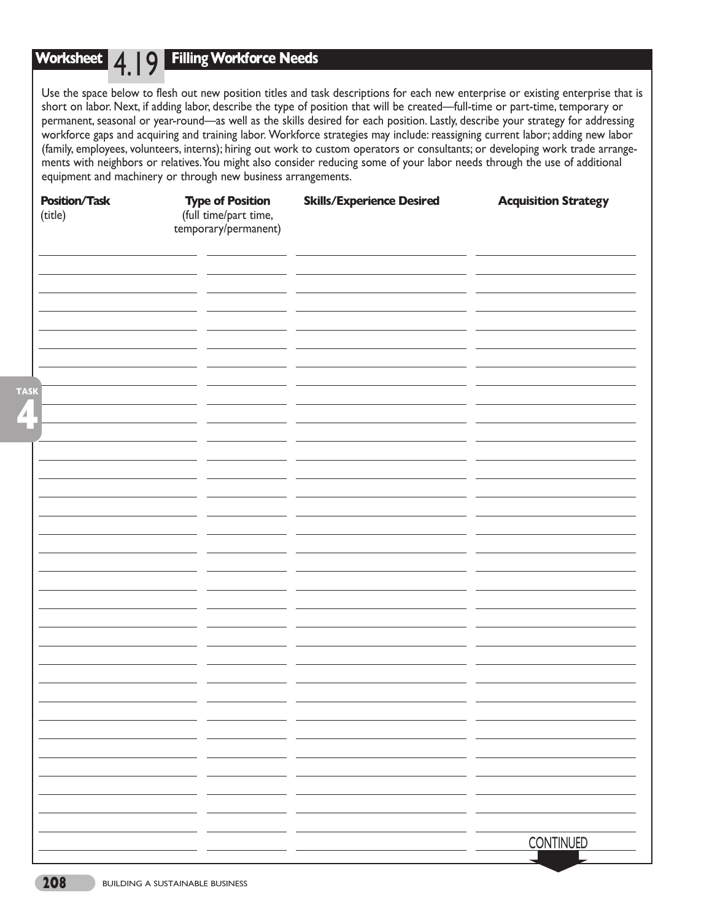## Worksheet 4.19 Filling Workforce Needs

Use the space below to flesh out new position titles and task descriptions for each new enterprise or existing enterprise that is short on labor. Next, if adding labor, describe the type of position that will be created—full-time or part-time, temporary or permanent, seasonal or year-round—as well as the skills desired for each position. Lastly, describe your strategy for addressing workforce gaps and acquiring and training labor. Workforce strategies may include: reassigning current labor; adding new labor (family, employees, volunteers, interns); hiring out work to custom operators or consultants; or developing work trade arrangements with neighbors or relatives. You might also consider reducing some of your labor needs through the use of additional equipment and machinery or through new business arrangements.

| **Position/Task** (title) | **Type of Position** (full time/part time, temporary/permanent) | **Skills/Experience Desired** | **Acquisition Strategy** |
|---|---|---|---|
| | | | |
| | | | |
| | | | |
| | | | |
| | | | |
| | | | |
| | | | |
| | | | |
| | | | |
| | | | |
| | | | |
| | | | |
| | | | |
| | | | |
| | | | |
| | | | |
| | | | |
| | | | |
| | | | |
| | | | |
| | | | |
| | | | |
| | | | |
| | | | |
| | | | |
| | | | |
| | | | |
| | | | |
| | | | |
| | | | |
| | | | |
| | | | |
| | | | |

CONTINUED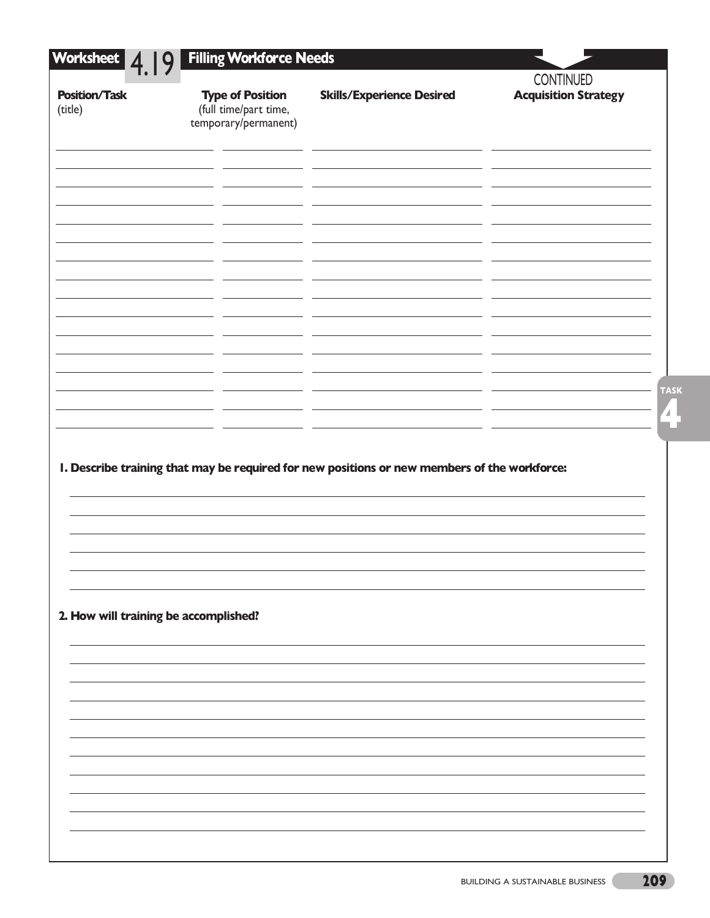## Worksheet 4.19 Filling Workforce Needs

CONTINUED

| Position/Task (title) | Type of Position (full time/part time, temporary/permanent) | Skills/Experience Desired | Acquisition Strategy |
|---|---|---|---|
| | | | |
| | | | |
| | | | |
| | | | |
| | | | |
| | | | |
| | | | |
| | | | |
| | | | |
| | | | |
| | | | |
| | | | |
| | | | |
| | | | |
| | | | |
| | | | |

**1. Describe training that may be required for new positions or new members of the workforce:**

**2. How will training be accomplished?**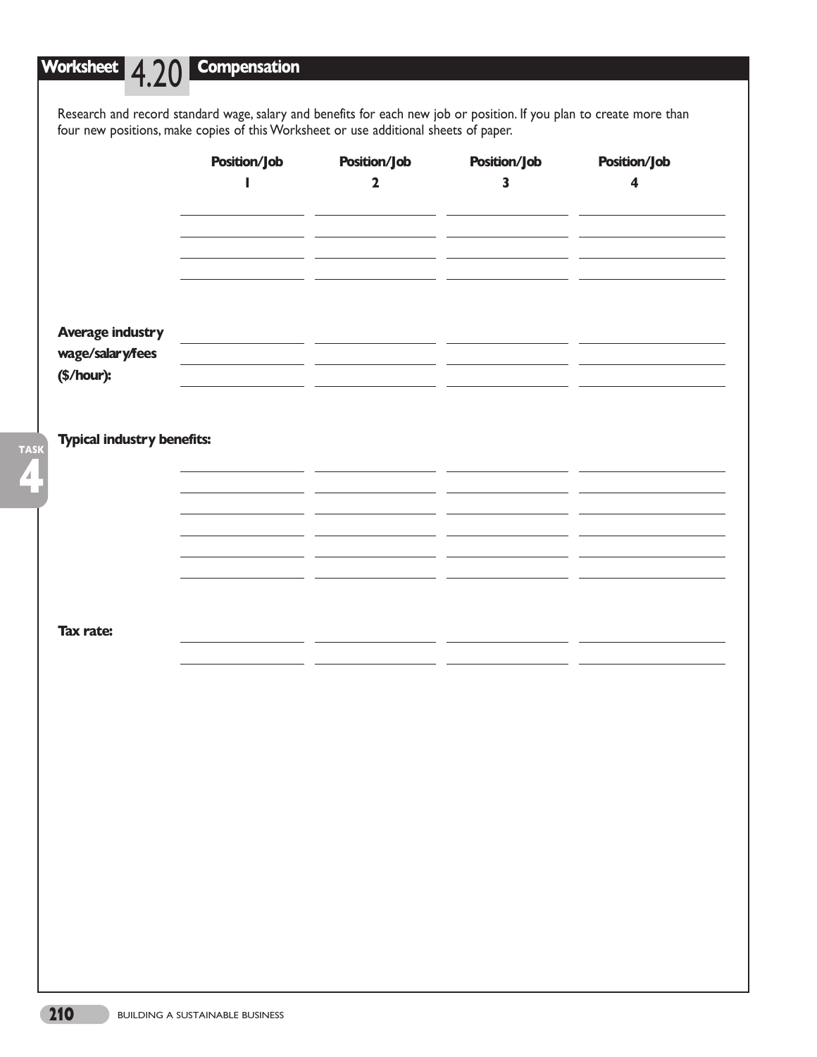## Worksheet 4.20 Compensation

Research and record standard wage, salary and benefits for each new job or position. If you plan to create more than four new positions, make copies of this Worksheet or use additional sheets of paper.

| | Position/Job 1 | Position/Job 2 | Position/Job 3 | Position/Job 4 |
|---|---|---|---|---|
| | | | | |
| | | | | |
| | | | | |
| | | | | |
| **Average industry wage/salary/fees ($/hour):** | | | | |
| | | | | |
| | | | | |
| **Typical industry benefits:** | | | | |
| | | | | |
| | | | | |
| | | | | |
| | | | | |
| | | | | |
| | | | | |
| **Tax rate:** | | | | |
| | | | | |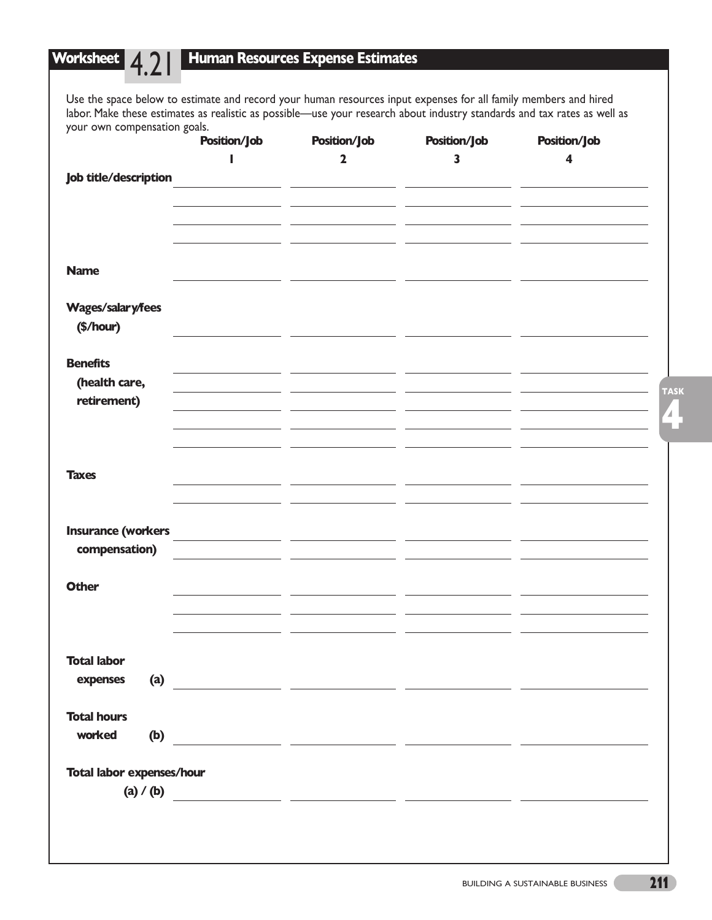## Worksheet 4.21 Human Resources Expense Estimates

Use the space below to estimate and record your human resources input expenses for all family members and hired labor. Make these estimates as realistic as possible—use your research about industry standards and tax rates as well as your own compensation goals.

| | Position/Job 1 | Position/Job 2 | Position/Job 3 | Position/Job 4 |
|---|---|---|---|---|
| **Job title/description** | | | | |
| **Name** | | | | |
| **Wages/salary/fees ($/hour)** | | | | |
| **Benefits (health care, retirement)** | | | | |
| **Taxes** | | | | |
| **Insurance (workers compensation)** | | | | |
| **Other** | | | | |
| **Total labor expenses (a)** | | | | |
| **Total hours worked (b)** | | | | |
| **Total labor expenses/hour (a) / (b)** | | | | |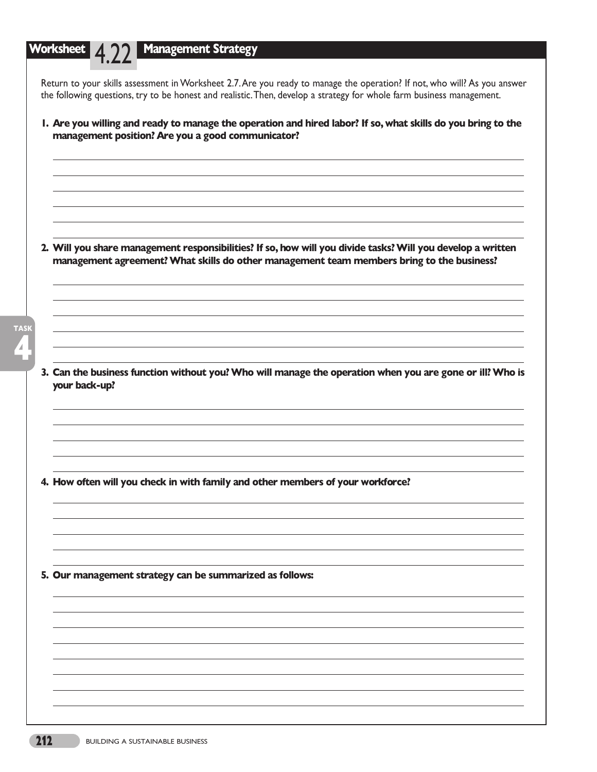# Worksheet 4.22 Management Strategy

Return to your skills assessment in Worksheet 2.7. Are you ready to manage the operation? If not, who will? As you answer the following questions, try to be honest and realistic. Then, develop a strategy for whole farm business management.

**1. Are you willing and ready to manage the operation and hired labor? If so, what skills do you bring to the management position? Are you a good communicator?**

**2. Will you share management responsibilities? If so, how will you divide tasks? Will you develop a written management agreement? What skills do other management team members bring to the business?**

**3. Can the business function without you? Who will manage the operation when you are gone or ill? Who is your back-up?**

**4. How often will you check in with family and other members of your workforce?**

**5. Our management strategy can be summarized as follows:**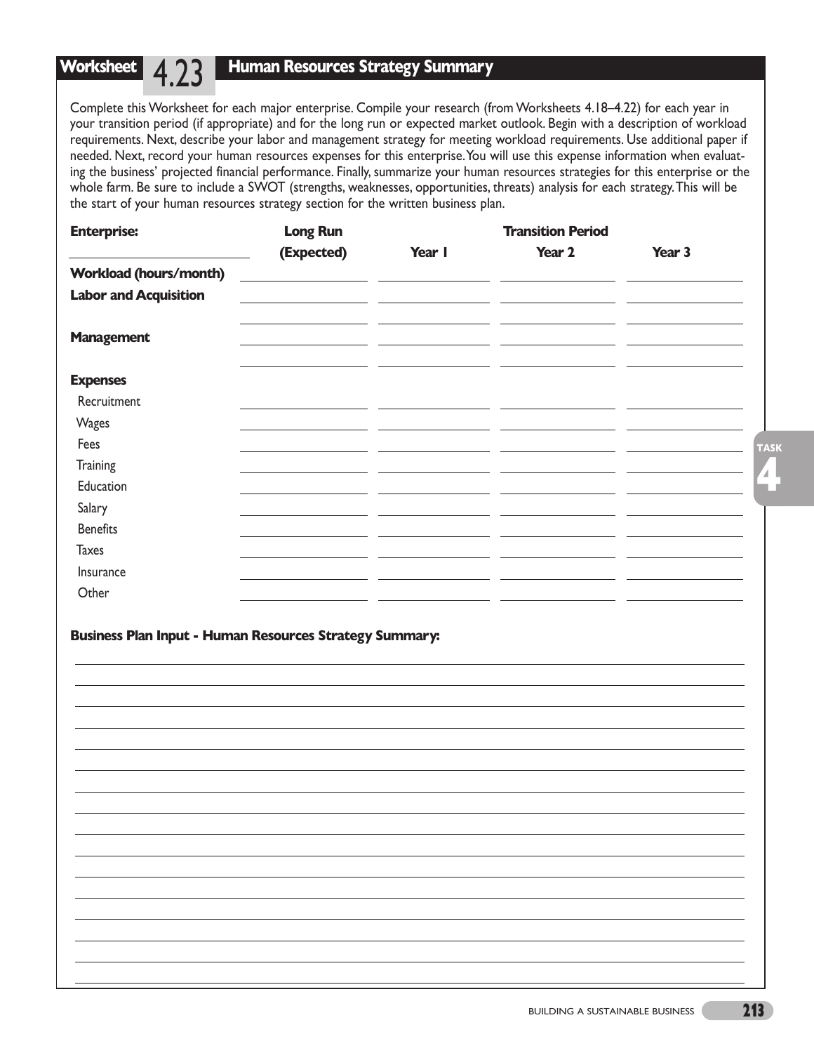## Worksheet 4.23 Human Resources Strategy Summary

Complete this Worksheet for each major enterprise. Compile your research (from Worksheets 4.18–4.22) for each year in your transition period (if appropriate) and for the long run or expected market outlook. Begin with a description of workload requirements. Next, describe your labor and management strategy for meeting workload requirements. Use additional paper if needed. Next, record your human resources expenses for this enterprise. You will use this expense information when evaluating the business' projected financial performance. Finally, summarize your human resources strategies for this enterprise or the whole farm. Be sure to include a SWOT (strengths, weaknesses, opportunities, threats) analysis for each strategy. This will be the start of your human resources strategy section for the written business plan.

| **Enterprise:** | **Long Run** | **Transition Period** | | |
|---|---|---|---|---|
| ______________ | **(Expected)** | **Year 1** | **Year 2** | **Year 3** |
| **Workload (hours/month)** | | | | |
| **Labor and Acquisition** | | | | |
| | | | | |
| **Management** | | | | |
| | | | | |
| **Expenses** | | | | |
| Recruitment | | | | |
| Wages | | | | |
| Fees | | | | |
| Training | | | | |
| Education | | | | |
| Salary | | | | |
| Benefits | | | | |
| Taxes | | | | |
| Insurance | | | | |
| Other | | | | |

**Business Plan Input - Human Resources Strategy Summary:**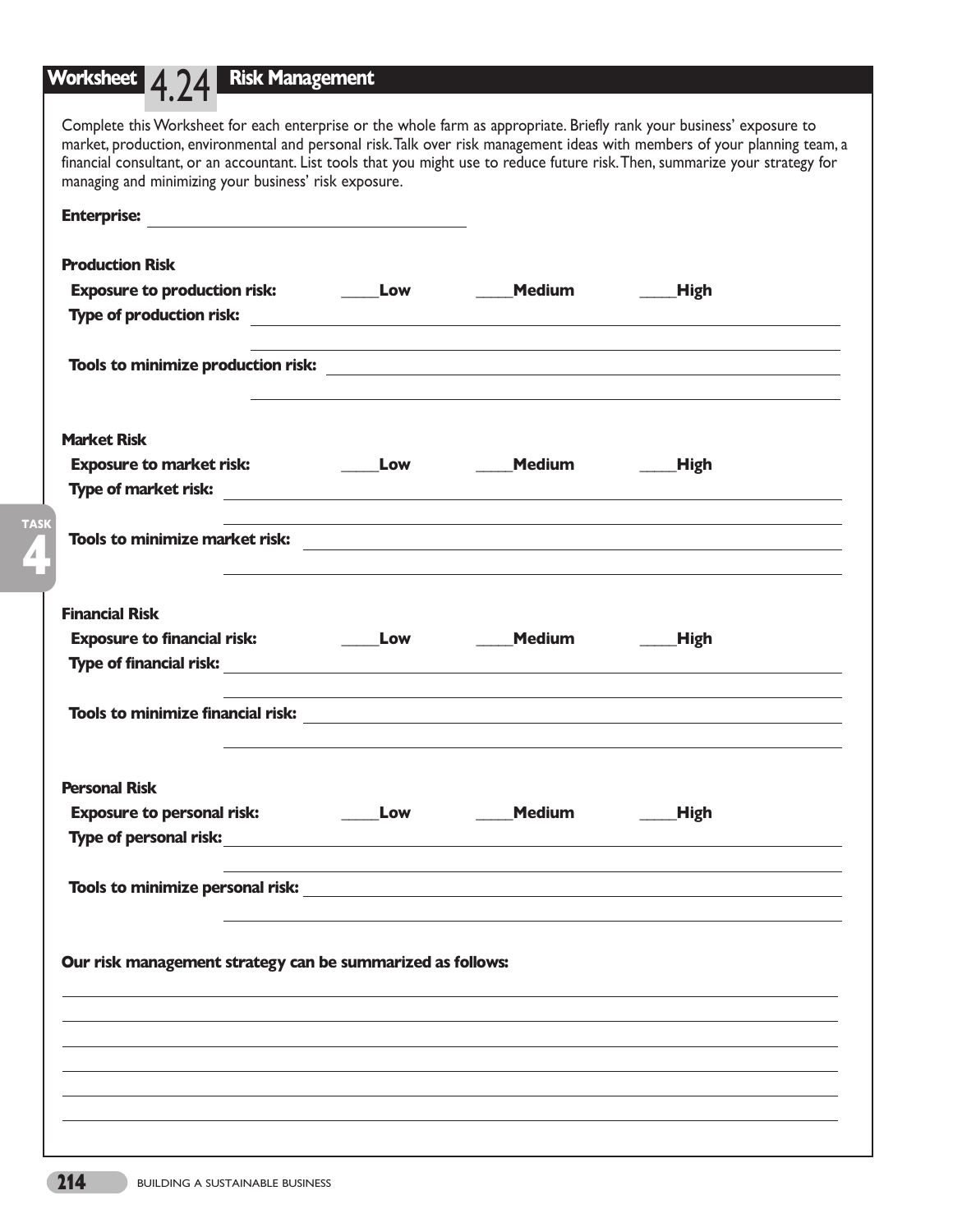## Worksheet 4.24 Risk Management

Complete this Worksheet for each enterprise or the whole farm as appropriate. Briefly rank your business' exposure to market, production, environmental and personal risk. Talk over risk management ideas with members of your planning team, a financial consultant, or an accountant. List tools that you might use to reduce future risk. Then, summarize your strategy for managing and minimizing your business' risk exposure.

**Enterprise:** ______________________________

**Production Risk**

**Exposure to production risk:** ____**Low** ____**Medium** ____**High**

**Type of production risk:** ______________________________

______________________________

**Tools to minimize production risk:** ______________________________

______________________________

**Market Risk**

**Exposure to market risk:** ____**Low** ____**Medium** ____**High**

**Type of market risk:** ______________________________

______________________________

**Tools to minimize market risk:** ______________________________

______________________________

**Financial Risk**

**Exposure to financial risk:** ____**Low** ____**Medium** ____**High**

**Type of financial risk:** ______________________________

______________________________

**Tools to minimize financial risk:** ______________________________

______________________________

**Personal Risk**

**Exposure to personal risk:** ____**Low** ____**Medium** ____**High**

**Type of personal risk:** ______________________________

______________________________

**Tools to minimize personal risk:** ______________________________

______________________________

**Our risk management strategy can be summarized as follows:**

______________________________

______________________________

______________________________

______________________________

______________________________

______________________________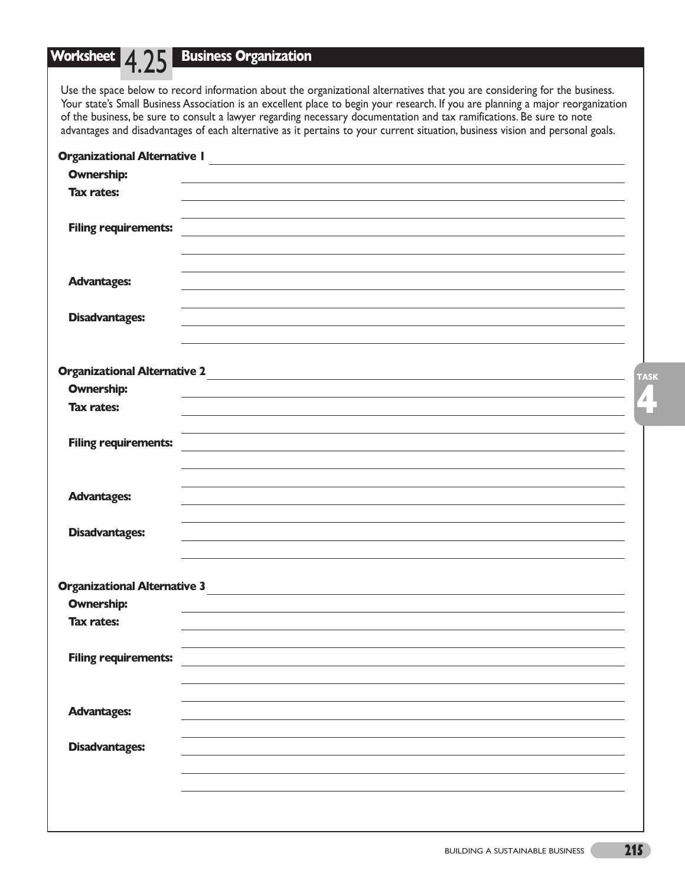## Worksheet 4.25 Business Organization

Use the space below to record information about the organizational alternatives that you are considering for the business. Your state's Small Business Association is an excellent place to begin your research. If you are planning a major reorganization of the business, be sure to consult a lawyer regarding necessary documentation and tax ramifications. Be sure to note advantages and disadvantages of each alternative as it pertains to your current situation, business vision and personal goals.

**Organizational Alternative 1** \_\_\_\_\_\_\_\_\_\_\_\_\_\_\_\_\_\_\_\_\_\_\_\_\_\_\_\_\_\_

**Ownership:** \_\_\_\_\_\_\_\_\_\_\_\_\_\_\_\_\_\_\_\_\_\_\_\_\_\_\_\_\_\_

**Tax rates:** \_\_\_\_\_\_\_\_\_\_\_\_\_\_\_\_\_\_\_\_\_\_\_\_\_\_\_\_\_\_

**Filing requirements:** \_\_\_\_\_\_\_\_\_\_\_\_\_\_\_\_\_\_\_\_\_\_\_\_\_\_\_\_\_\_

**Advantages:** \_\_\_\_\_\_\_\_\_\_\_\_\_\_\_\_\_\_\_\_\_\_\_\_\_\_\_\_\_\_

**Disadvantages:** \_\_\_\_\_\_\_\_\_\_\_\_\_\_\_\_\_\_\_\_\_\_\_\_\_\_\_\_\_\_

**Organizational Alternative 2** \_\_\_\_\_\_\_\_\_\_\_\_\_\_\_\_\_\_\_\_\_\_\_\_\_\_\_\_\_\_

**Ownership:** \_\_\_\_\_\_\_\_\_\_\_\_\_\_\_\_\_\_\_\_\_\_\_\_\_\_\_\_\_\_

**Tax rates:** \_\_\_\_\_\_\_\_\_\_\_\_\_\_\_\_\_\_\_\_\_\_\_\_\_\_\_\_\_\_

**Filing requirements:** \_\_\_\_\_\_\_\_\_\_\_\_\_\_\_\_\_\_\_\_\_\_\_\_\_\_\_\_\_\_

**Advantages:** \_\_\_\_\_\_\_\_\_\_\_\_\_\_\_\_\_\_\_\_\_\_\_\_\_\_\_\_\_\_

**Disadvantages:** \_\_\_\_\_\_\_\_\_\_\_\_\_\_\_\_\_\_\_\_\_\_\_\_\_\_\_\_\_\_

**Organizational Alternative 3** \_\_\_\_\_\_\_\_\_\_\_\_\_\_\_\_\_\_\_\_\_\_\_\_\_\_\_\_\_\_

**Ownership:** \_\_\_\_\_\_\_\_\_\_\_\_\_\_\_\_\_\_\_\_\_\_\_\_\_\_\_\_\_\_

**Tax rates:** \_\_\_\_\_\_\_\_\_\_\_\_\_\_\_\_\_\_\_\_\_\_\_\_\_\_\_\_\_\_

**Filing requirements:** \_\_\_\_\_\_\_\_\_\_\_\_\_\_\_\_\_\_\_\_\_\_\_\_\_\_\_\_\_\_

**Advantages:** \_\_\_\_\_\_\_\_\_\_\_\_\_\_\_\_\_\_\_\_\_\_\_\_\_\_\_\_\_\_

**Disadvantages:** \_\_\_\_\_\_\_\_\_\_\_\_\_\_\_\_\_\_\_\_\_\_\_\_\_\_\_\_\_\_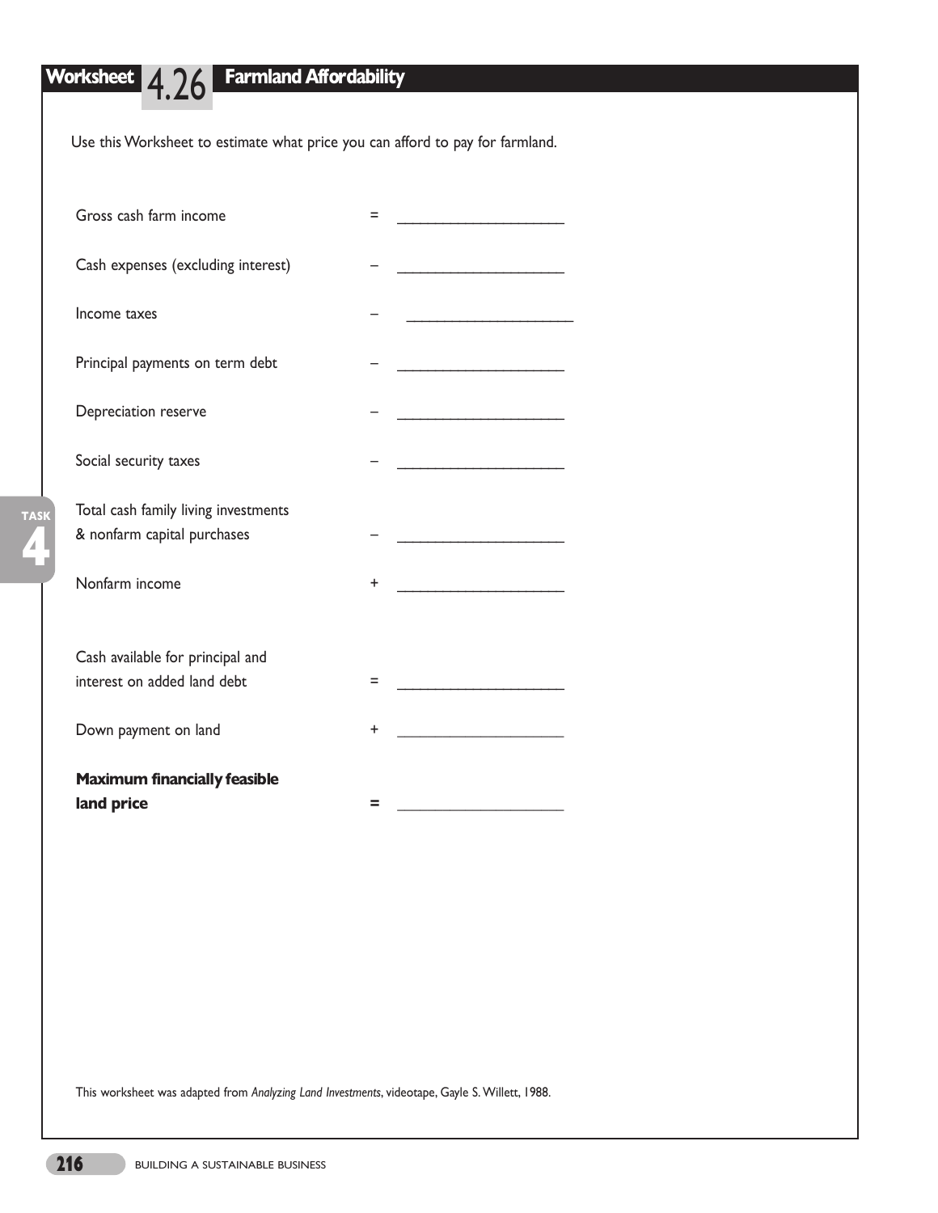# Worksheet 4.26 Farmland Affordability

Use this Worksheet to estimate what price you can afford to pay for farmland.

| | | |
|---|---|---|
| Gross cash farm income | = | ____________________ |
| Cash expenses (excluding interest) | – | ____________________ |
| Income taxes | – | ____________________ |
| Principal payments on term debt | – | ____________________ |
| Depreciation reserve | – | ____________________ |
| Social security taxes | – | ____________________ |
| Total cash family living investments & nonfarm capital purchases | – | ____________________ |
| Nonfarm income | + | ____________________ |
| Cash available for principal and interest on added land debt | = | ____________________ |
| Down payment on land | + | ____________________ |
| **Maximum financially feasible land price** | **=** | ____________________ |

This worksheet was adapted from *Analyzing Land Investments*, videotape, Gayle S. Willett, 1988.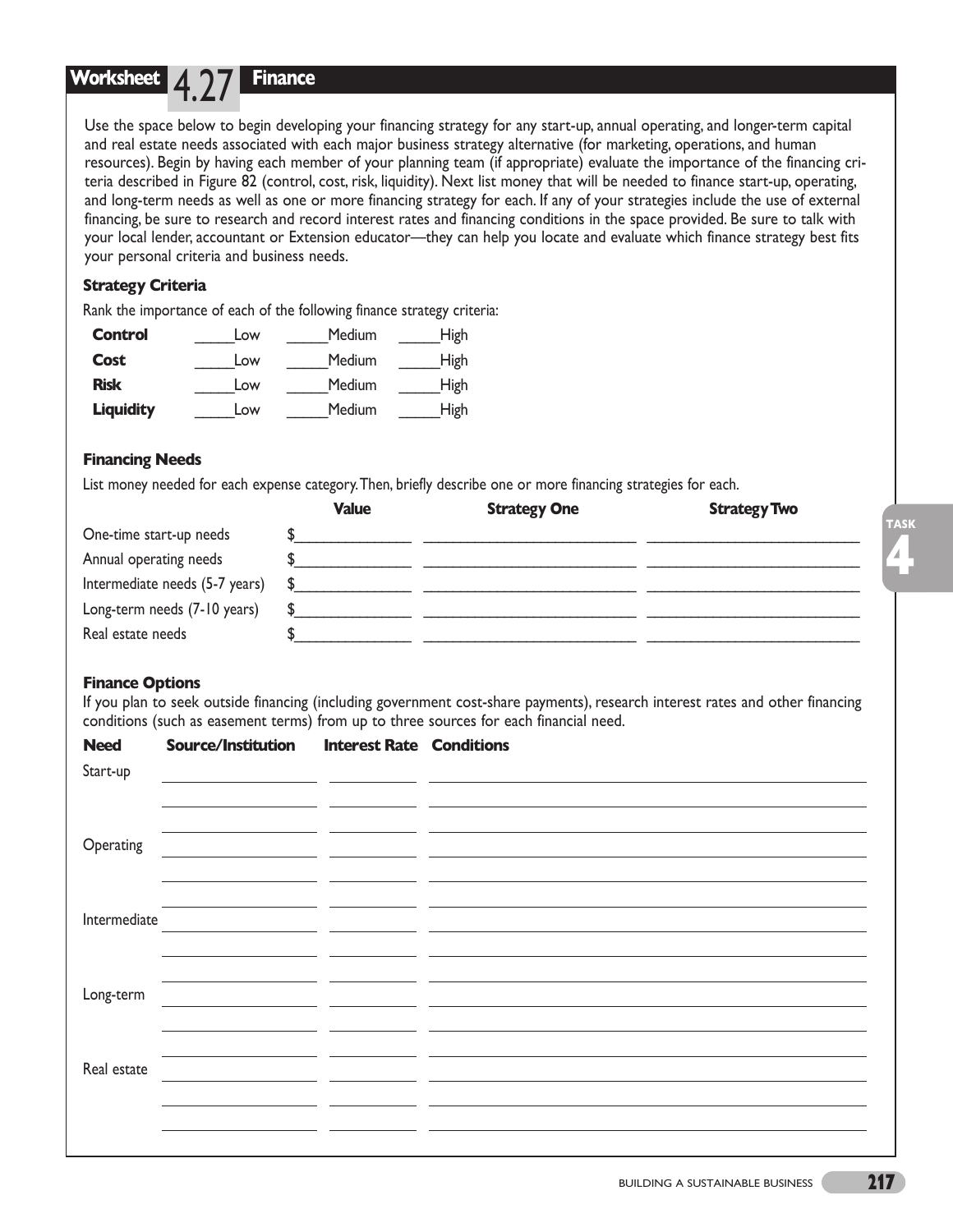## Worksheet 4.27 Finance

Use the space below to begin developing your financing strategy for any start-up, annual operating, and longer-term capital and real estate needs associated with each major business strategy alternative (for marketing, operations, and human resources). Begin by having each member of your planning team (if appropriate) evaluate the importance of the financing criteria described in Figure 82 (control, cost, risk, liquidity). Next list money that will be needed to finance start-up, operating, and long-term needs as well as one or more financing strategy for each. If any of your strategies include the use of external financing, be sure to research and record interest rates and financing conditions in the space provided. Be sure to talk with your local lender, accountant or Extension educator—they can help you locate and evaluate which finance strategy best fits your personal criteria and business needs.

### Strategy Criteria

Rank the importance of each of the following finance strategy criteria:

| | | | |
|---|---|---|---|
| **Control** | _____Low | _____Medium | _____High |
| **Cost** | _____Low | _____Medium | _____High |
| **Risk** | _____Low | _____Medium | _____High |
| **Liquidity** | _____Low | _____Medium | _____High |

### Financing Needs

List money needed for each expense category. Then, briefly describe one or more financing strategies for each.

| | Value | Strategy One | Strategy Two |
|---|---|---|---|
| One-time start-up needs | $ | | |
| Annual operating needs | $ | | |
| Intermediate needs (5-7 years) | $ | | |
| Long-term needs (7-10 years) | $ | | |
| Real estate needs | $ | | |

### Finance Options

If you plan to seek outside financing (including government cost-share payments), research interest rates and other financing conditions (such as easement terms) from up to three sources for each financial need.

| Need | Source/Institution | Interest Rate | Conditions |
|---|---|---|---|
| Start-up | | | |
| | | | |
| | | | |
| Operating | | | |
| | | | |
| | | | |
| Intermediate | | | |
| | | | |
| | | | |
| Long-term | | | |
| | | | |
| | | | |
| Real estate | | | |
| | | | |
| | | | |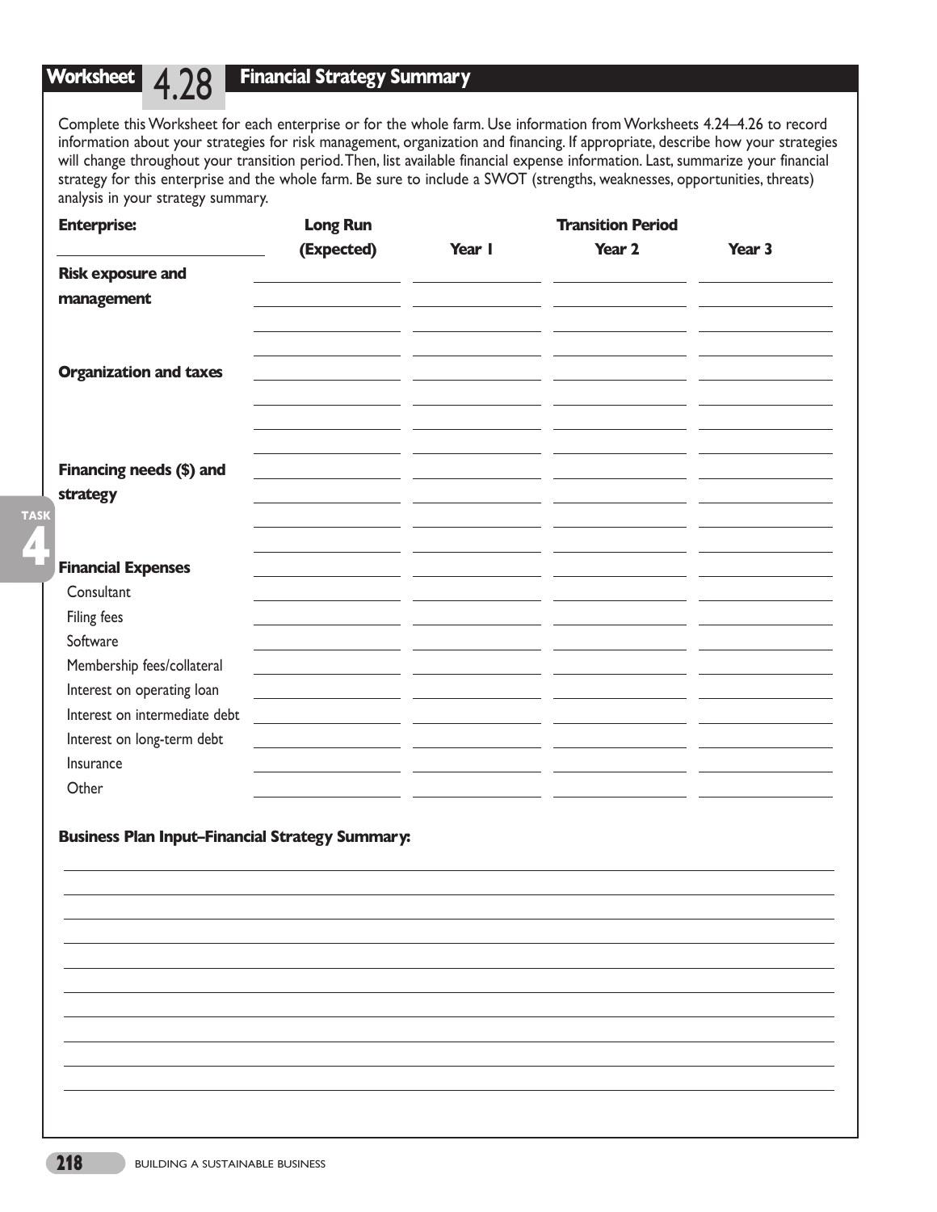## Worksheet 4.28 Financial Strategy Summary

Complete this Worksheet for each enterprise or for the whole farm. Use information from Worksheets 4.24–4.26 to record information about your strategies for risk management, organization and financing. If appropriate, describe how your strategies will change throughout your transition period. Then, list available financial expense information. Last, summarize your financial strategy for this enterprise and the whole farm. Be sure to include a SWOT (strengths, weaknesses, opportunities, threats) analysis in your strategy summary.

| **Enterprise:** | **Long Run** | | **Transition Period** | |
|---|---|---|---|---|
| | **(Expected)** | **Year 1** | **Year 2** | **Year 3** |
| **Risk exposure and management** | | | | |
| | | | | |
| | | | | |
| | | | | |
| **Organization and taxes** | | | | |
| | | | | |
| | | | | |
| | | | | |
| **Financing needs ($) and strategy** | | | | |
| | | | | |
| | | | | |
| | | | | |
| **Financial Expenses** | | | | |
| Consultant | | | | |
| Filing fees | | | | |
| Software | | | | |
| Membership fees/collateral | | | | |
| Interest on operating loan | | | | |
| Interest on intermediate debt | | | | |
| Interest on long-term debt | | | | |
| Insurance | | | | |
| Other | | | | |

**Business Plan Input–Financial Strategy Summary:**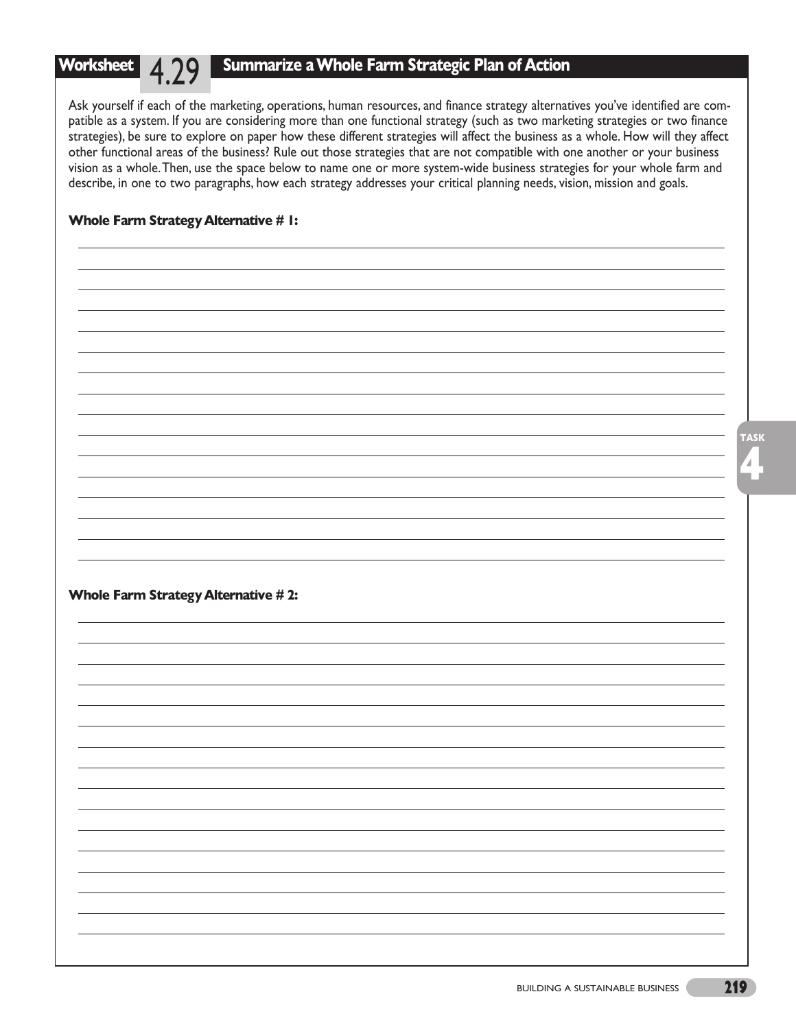## Worksheet 4.29 Summarize a Whole Farm Strategic Plan of Action

Ask yourself if each of the marketing, operations, human resources, and finance strategy alternatives you've identified are compatible as a system. If you are considering more than one functional strategy (such as two marketing strategies or two finance strategies), be sure to explore on paper how these different strategies will affect the business as a whole. How will they affect other functional areas of the business? Rule out those strategies that are not compatible with one another or your business vision as a whole. Then, use the space below to name one or more system-wide business strategies for your whole farm and describe, in one to two paragraphs, how each strategy addresses your critical planning needs, vision, mission and goals.

**Whole Farm Strategy Alternative # 1:**

**Whole Farm Strategy Alternative # 2:**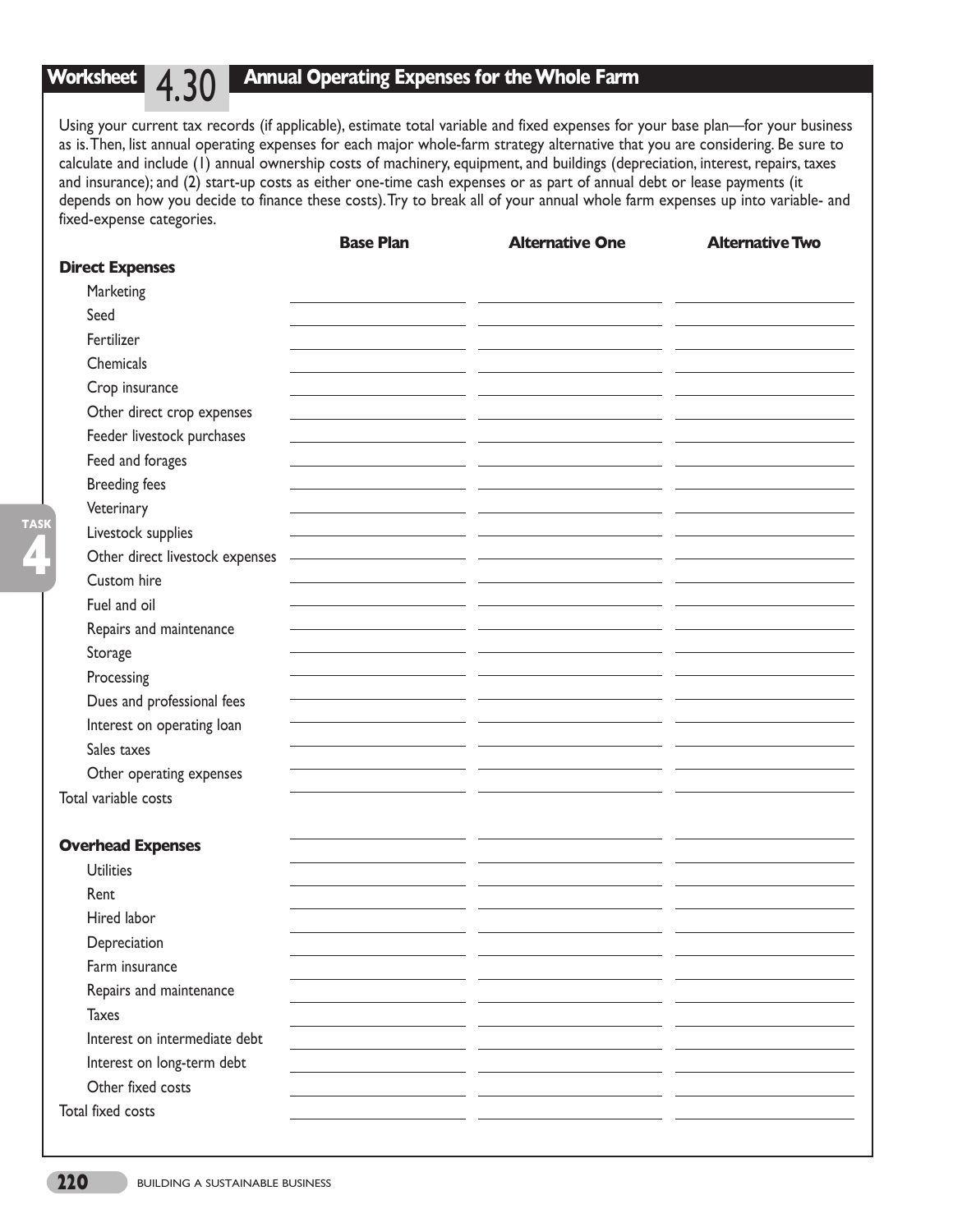## Worksheet 4.30 Annual Operating Expenses for the Whole Farm

Using your current tax records (if applicable), estimate total variable and fixed expenses for your base plan—for your business as is. Then, list annual operating expenses for each major whole-farm strategy alternative that you are considering. Be sure to calculate and include (1) annual ownership costs of machinery, equipment, and buildings (depreciation, interest, repairs, taxes and insurance); and (2) start-up costs as either one-time cash expenses or as part of annual debt or lease payments (it depends on how you decide to finance these costs). Try to break all of your annual whole farm expenses up into variable- and fixed-expense categories.

| | Base Plan | Alternative One | Alternative Two |
|---|---|---|---|
| **Direct Expenses** | | | |
| Marketing | | | |
| Seed | | | |
| Fertilizer | | | |
| Chemicals | | | |
| Crop insurance | | | |
| Other direct crop expenses | | | |
| Feeder livestock purchases | | | |
| Feed and forages | | | |
| Breeding fees | | | |
| Veterinary | | | |
| Livestock supplies | | | |
| Other direct livestock expenses | | | |
| Custom hire | | | |
| Fuel and oil | | | |
| Repairs and maintenance | | | |
| Storage | | | |
| Processing | | | |
| Dues and professional fees | | | |
| Interest on operating loan | | | |
| Sales taxes | | | |
| Other operating expenses | | | |
| Total variable costs | | | |
| **Overhead Expenses** | | | |
| Utilities | | | |
| Rent | | | |
| Hired labor | | | |
| Depreciation | | | |
| Farm insurance | | | |
| Repairs and maintenance | | | |
| Taxes | | | |
| Interest on intermediate debt | | | |
| Interest on long-term debt | | | |
| Other fixed costs | | | |
| Total fixed costs | | | |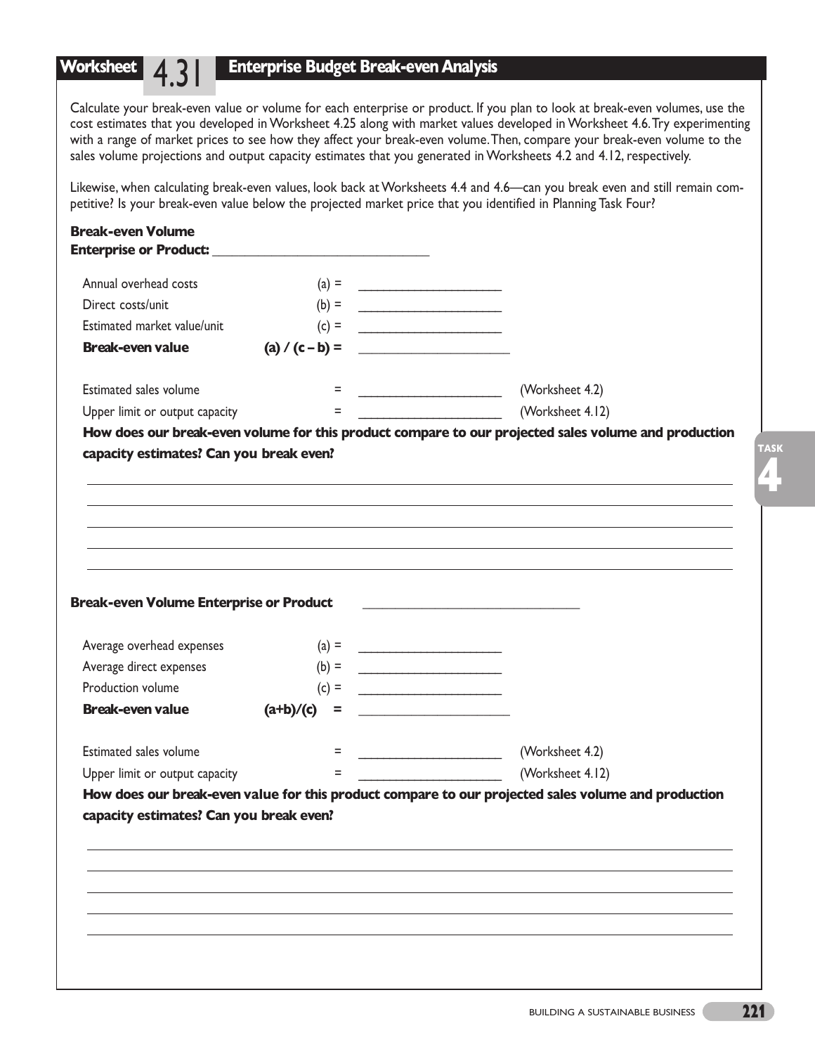# Worksheet 4.31 Enterprise Budget Break-even Analysis

Calculate your break-even value or volume for each enterprise or product. If you plan to look at break-even volumes, use the cost estimates that you developed in Worksheet 4.25 along with market values developed in Worksheet 4.6. Try experimenting with a range of market prices to see how they affect your break-even volume. Then, compare your break-even volume to the sales volume projections and output capacity estimates that you generated in Worksheets 4.2 and 4.12, respectively.

Likewise, when calculating break-even values, look back at Worksheets 4.4 and 4.6—can you break even and still remain competitive? Is your break-even value below the projected market price that you identified in Planning Task Four?

**Break-even Volume**
**Enterprise or Product:** ______________________________

| | | | |
|---|---|---|---|
| Annual overhead costs | (a) = | ____________________ | |
| Direct costs/unit | (b) = | ____________________ | |
| Estimated market value/unit | (c) = | ____________________ | |
| **Break-even value** | **(a) / (c – b) =** | ____________________ | |
| Estimated sales volume | = | ____________________ | (Worksheet 4.2) |
| Upper limit or output capacity | = | ____________________ | (Worksheet 4.12) |

**How does our break-even volume for this product compare to our projected sales volume and production capacity estimates? Can you break even?**

________________________________________________________________________________

________________________________________________________________________________

________________________________________________________________________________

________________________________________________________________________________

________________________________________________________________________________

**Break-even Volume Enterprise or Product** ______________________________

| | | | |
|---|---|---|---|
| Average overhead expenses | (a) = | ____________________ | |
| Average direct expenses | (b) = | ____________________ | |
| Production volume | (c) = | ____________________ | |
| **Break-even value** | **(a+b)/(c) =** | ____________________ | |
| Estimated sales volume | = | ____________________ | (Worksheet 4.2) |
| Upper limit or output capacity | = | ____________________ | (Worksheet 4.12) |

**How does our break-even value for this product compare to our projected sales volume and production capacity estimates? Can you break even?**

________________________________________________________________________________

________________________________________________________________________________

________________________________________________________________________________

________________________________________________________________________________

________________________________________________________________________________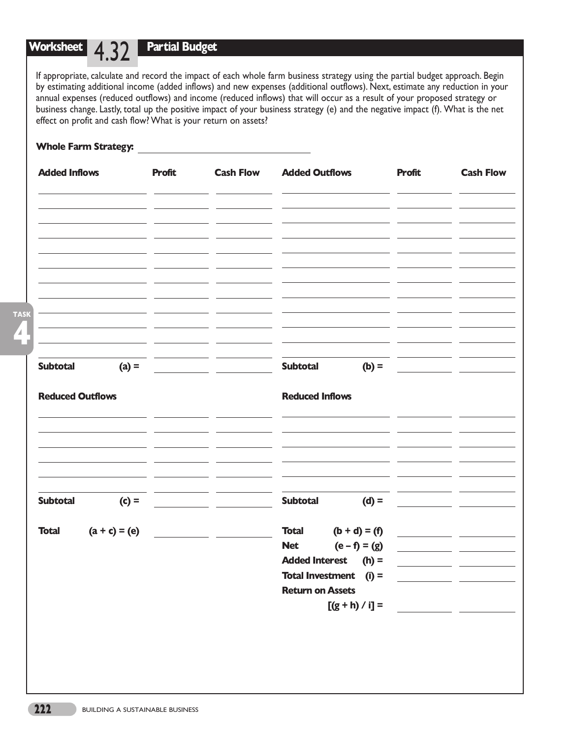## Worksheet 4.32 Partial Budget

If appropriate, calculate and record the impact of each whole farm business strategy using the partial budget approach. Begin by estimating additional income (added inflows) and new expenses (additional outflows). Next, estimate any reduction in your annual expenses (reduced outflows) and income (reduced inflows) that will occur as a result of your proposed strategy or business change. Lastly, total up the positive impact of your business strategy (e) and the negative impact (f). What is the net effect on profit and cash flow? What is your return on assets?

**Whole Farm Strategy:** ______________________________

| Added Inflows | Profit | Cash Flow | Added Outflows | Profit | Cash Flow |
|---|---|---|---|---|---|
| | | | | | |
| | | | | | |
| | | | | | |
| | | | | | |
| | | | | | |
| | | | | | |
| | | | | | |
| | | | | | |
| | | | | | |
| | | | | | |
| | | | | | |
| | | | | | |
| **Subtotal (a) =** | | | **Subtotal (b) =** | | |

| Reduced Outflows | Profit | Cash Flow | Reduced Inflows | Profit | Cash Flow |
|---|---|---|---|---|---|
| | | | | | |
| | | | | | |
| | | | | | |
| | | | | | |
| | | | | | |
| | | | | | |
| **Subtotal (c) =** | | | **Subtotal (d) =** | | |

| | Profit | Cash Flow | | Profit | Cash Flow |
|---|---|---|---|---|---|
| **Total (a + c) = (e)** | | | **Total (b + d) = (f)** | | |
| | | | **Net (e – f) = (g)** | | |
| | | | **Added Interest (h) =** | | |
| | | | **Total Investment (i) =** | | |
| | | | **Return on Assets [(g + h) / i] =** | | |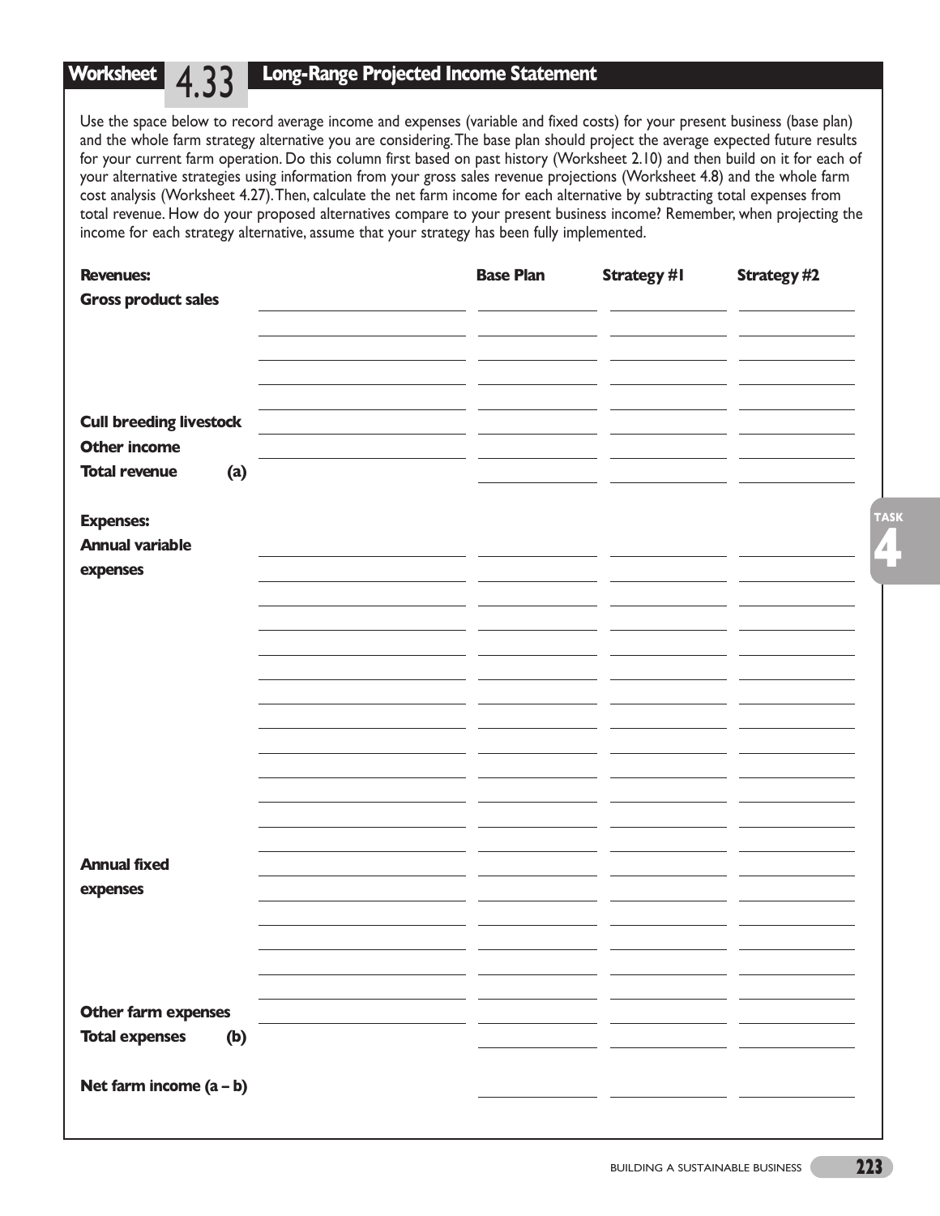## Worksheet 4.33 Long-Range Projected Income Statement

Use the space below to record average income and expenses (variable and fixed costs) for your present business (base plan) and the whole farm strategy alternative you are considering. The base plan should project the average expected future results for your current farm operation. Do this column first based on past history (Worksheet 2.10) and then build on it for each of your alternative strategies using information from your gross sales revenue projections (Worksheet 4.8) and the whole farm cost analysis (Worksheet 4.27). Then, calculate the net farm income for each alternative by subtracting total expenses from total revenue. How do your proposed alternatives compare to your present business income? Remember, when projecting the income for each strategy alternative, assume that your strategy has been fully implemented.

| **Revenues:** | | **Base Plan** | **Strategy #1** | **Strategy #2** |
|---|---|---|---|---|
| **Gross product sales** | | | | |
| | | | | |
| | | | | |
| | | | | |
| | | | | |
| **Cull breeding livestock** | | | | |
| **Other income** | | | | |
| **Total revenue (a)** | | | | |
| **Expenses:** | | | | |
| **Annual variable expenses** | | | | |
| | | | | |
| | | | | |
| | | | | |
| | | | | |
| | | | | |
| | | | | |
| | | | | |
| | | | | |
| | | | | |
| | | | | |
| | | | | |
| | | | | |
| **Annual fixed expenses** | | | | |
| | | | | |
| | | | | |
| | | | | |
| | | | | |
| | | | | |
| **Other farm expenses** | | | | |
| **Total expenses (b)** | | | | |
| **Net farm income (a – b)** | | | | |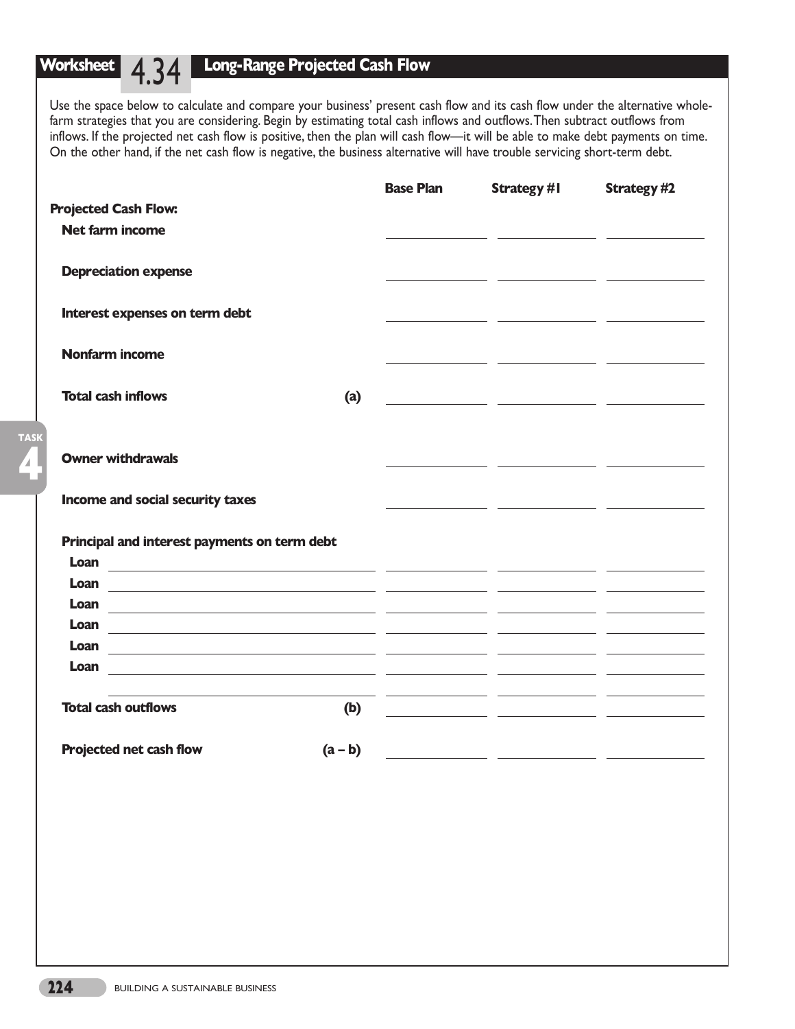## Worksheet 4.34 Long-Range Projected Cash Flow

Use the space below to calculate and compare your business' present cash flow and its cash flow under the alternative whole-farm strategies that you are considering. Begin by estimating total cash inflows and outflows. Then subtract outflows from inflows. If the projected net cash flow is positive, then the plan will cash flow—it will be able to make debt payments on time. On the other hand, if the net cash flow is negative, the business alternative will have trouble servicing short-term debt.

| | | Base Plan | Strategy #1 | Strategy #2 |
|---|---|---|---|---|
| **Projected Cash Flow:** | | | | |
| **Net farm income** | | | | |
| **Depreciation expense** | | | | |
| **Interest expenses on term debt** | | | | |
| **Nonfarm income** | | | | |
| **Total cash inflows** | **(a)** | | | |
| **Owner withdrawals** | | | | |
| **Income and social security taxes** | | | | |
| **Principal and interest payments on term debt** | | | | |
| **Loan** | | | | |
| **Loan** | | | | |
| **Loan** | | | | |
| **Loan** | | | | |
| **Loan** | | | | |
| **Loan** | | | | |
| | | | | |
| **Total cash outflows** | **(b)** | | | |
| **Projected net cash flow** | **(a – b)** | | | |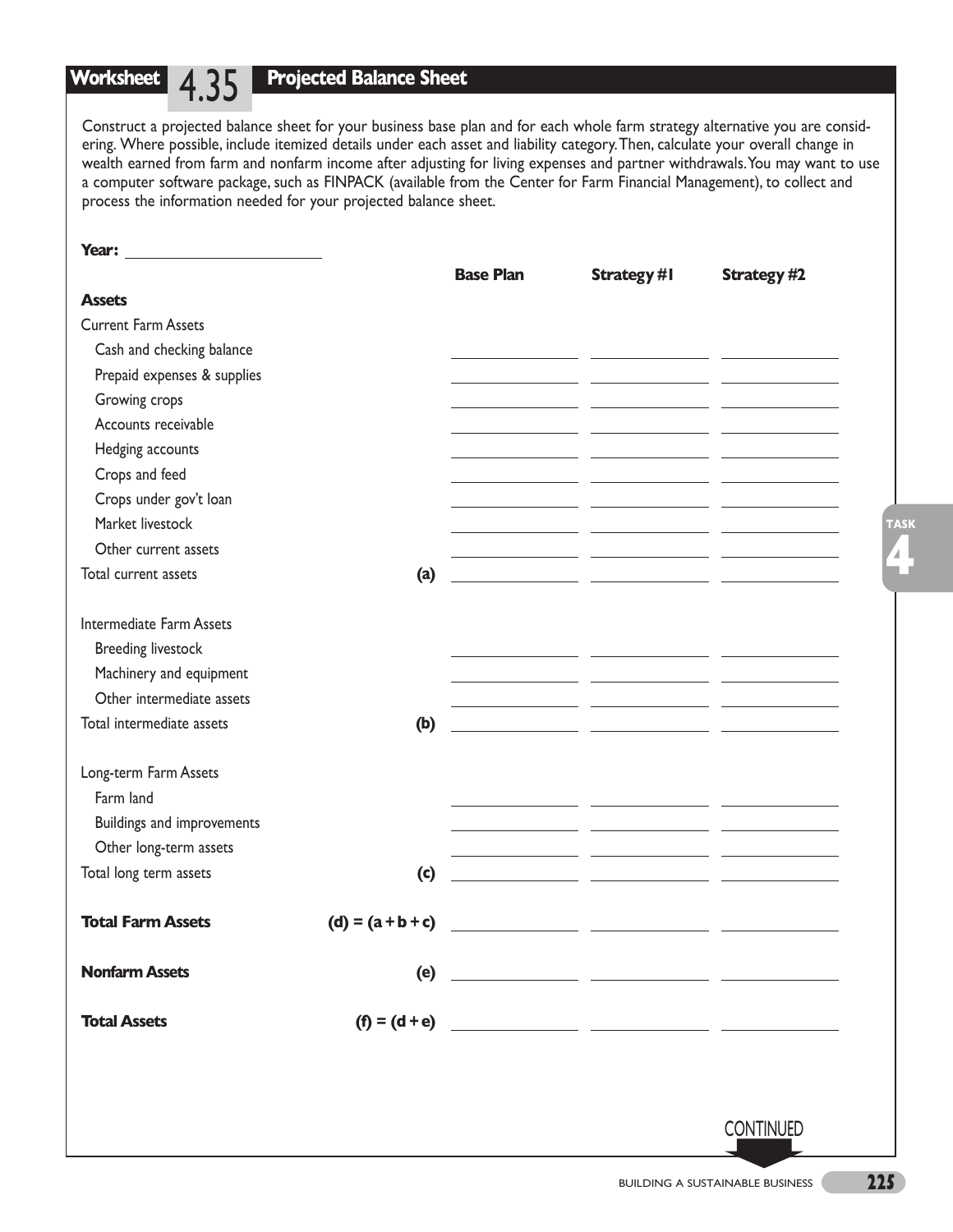## Worksheet 4.35 Projected Balance Sheet

Construct a projected balance sheet for your business base plan and for each whole farm strategy alternative you are considering. Where possible, include itemized details under each asset and liability category. Then, calculate your overall change in wealth earned from farm and nonfarm income after adjusting for living expenses and partner withdrawals. You may want to use a computer software package, such as FINPACK (available from the Center for Farm Financial Management), to collect and process the information needed for your projected balance sheet.

**Year:** ____________________

| | | Base Plan | Strategy #1 | Strategy #2 |
|---|---|---|---|---|
| **Assets** | | | | |
| Current Farm Assets | | | | |
| Cash and checking balance | | | | |
| Prepaid expenses & supplies | | | | |
| Growing crops | | | | |
| Accounts receivable | | | | |
| Hedging accounts | | | | |
| Crops and feed | | | | |
| Crops under gov't loan | | | | |
| Market livestock | | | | |
| Other current assets | | | | |
| Total current assets | **(a)** | | | |
| | | | | |
| Intermediate Farm Assets | | | | |
| Breeding livestock | | | | |
| Machinery and equipment | | | | |
| Other intermediate assets | | | | |
| Total intermediate assets | **(b)** | | | |
| | | | | |
| Long-term Farm Assets | | | | |
| Farm land | | | | |
| Buildings and improvements | | | | |
| Other long-term assets | | | | |
| Total long term assets | **(c)** | | | |
| | | | | |
| **Total Farm Assets** | **(d) = (a + b + c)** | | | |
| | | | | |
| **Nonfarm Assets** | **(e)** | | | |
| | | | | |
| **Total Assets** | **(f) = (d + e)** | | | |

CONTINUED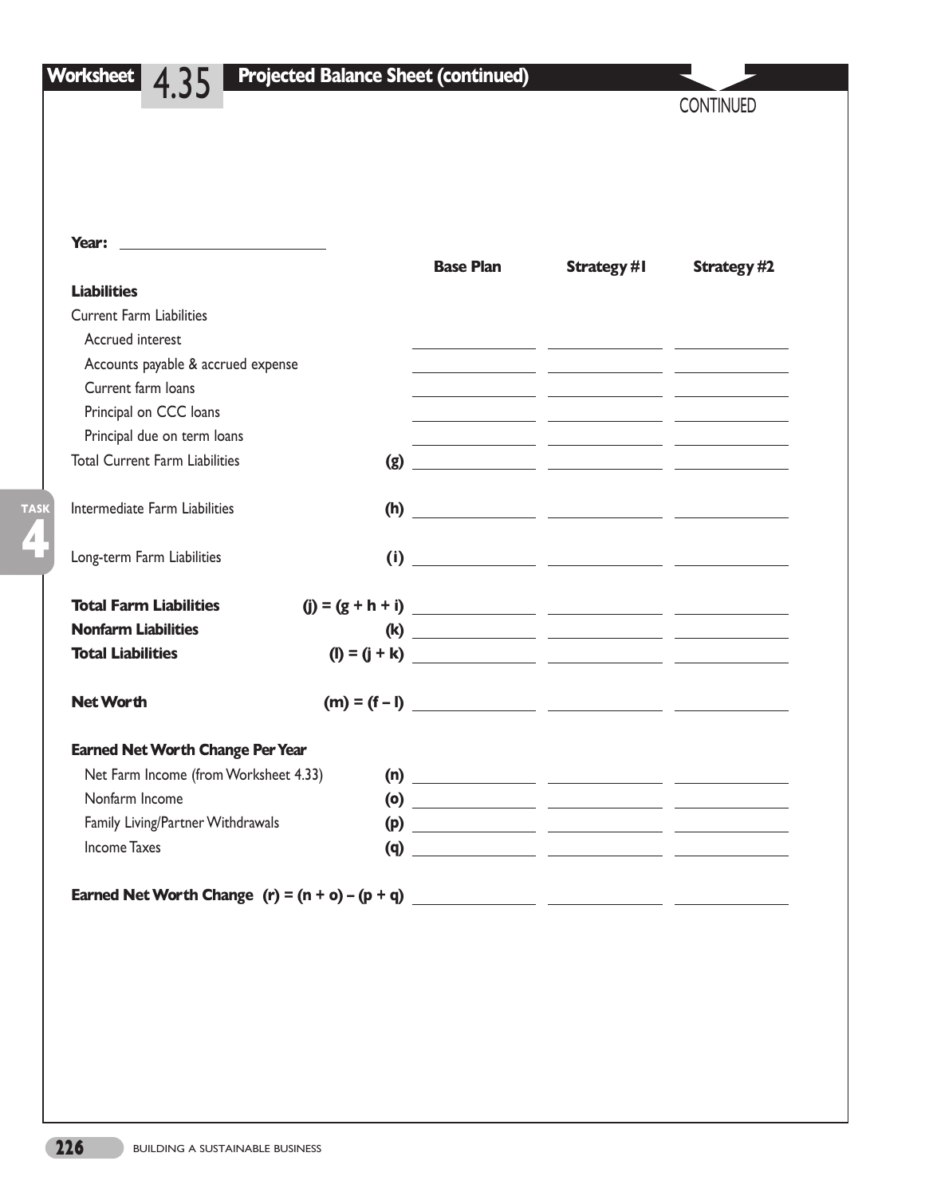## Worksheet 4.35 Projected Balance Sheet (continued)

CONTINUED

**Year:** ______________________

| | | Base Plan | Strategy #1 | Strategy #2 |
|---|---|---|---|---|
| **Liabilities** | | | | |
| Current Farm Liabilities | | | | |
| Accrued interest | | | | |
| Accounts payable & accrued expense | | | | |
| Current farm loans | | | | |
| Principal on CCC loans | | | | |
| Principal due on term loans | | | | |
| Total Current Farm Liabilities | **(g)** | | | |
| Intermediate Farm Liabilities | **(h)** | | | |
| Long-term Farm Liabilities | **(i)** | | | |
| **Total Farm Liabilities** | **(j) = (g + h + i)** | | | |
| **Nonfarm Liabilities** | **(k)** | | | |
| **Total Liabilities** | **(l) = (j + k)** | | | |
| **Net Worth** | **(m) = (f – l)** | | | |
| **Earned Net Worth Change Per Year** | | | | |
| Net Farm Income (from Worksheet 4.33) | **(n)** | | | |
| Nonfarm Income | **(o)** | | | |
| Family Living/Partner Withdrawals | **(p)** | | | |
| Income Taxes | **(q)** | | | |
| **Earned Net Worth Change** | **(r) = (n + o) – (p + q)** | | | |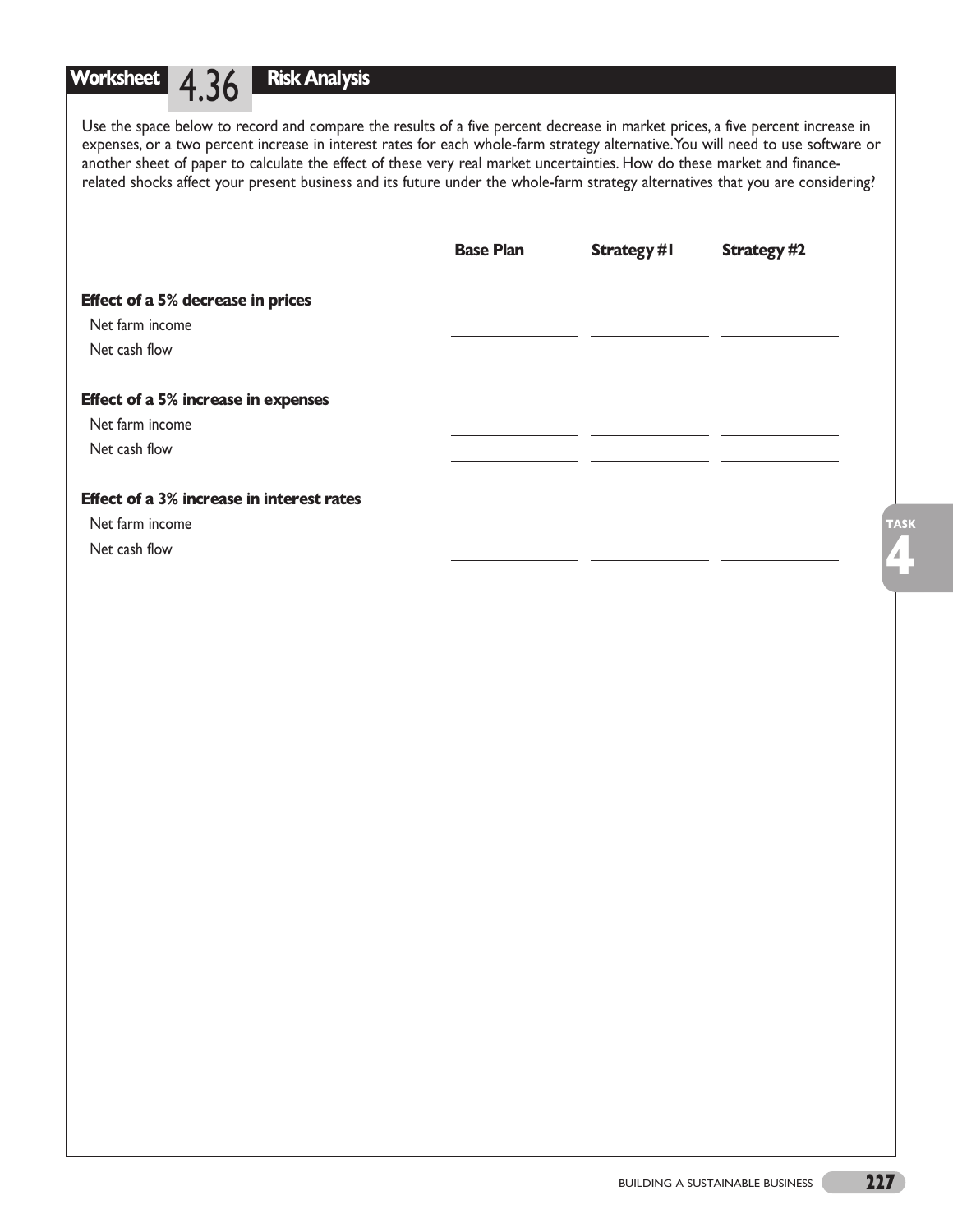## Worksheet 4.36 Risk Analysis

Use the space below to record and compare the results of a five percent decrease in market prices, a five percent increase in expenses, or a two percent increase in interest rates for each whole-farm strategy alternative. You will need to use software or another sheet of paper to calculate the effect of these very real market uncertainties. How do these market and finance-related shocks affect your present business and its future under the whole-farm strategy alternatives that you are considering?

| | Base Plan | Strategy #1 | Strategy #2 |
|---|---|---|---|
| **Effect of a 5% decrease in prices** | | | |
| Net farm income | | | |
| Net cash flow | | | |
| **Effect of a 5% increase in expenses** | | | |
| Net farm income | | | |
| Net cash flow | | | |
| **Effect of a 3% increase in interest rates** | | | |
| Net farm income | | | |
| Net cash flow | | | |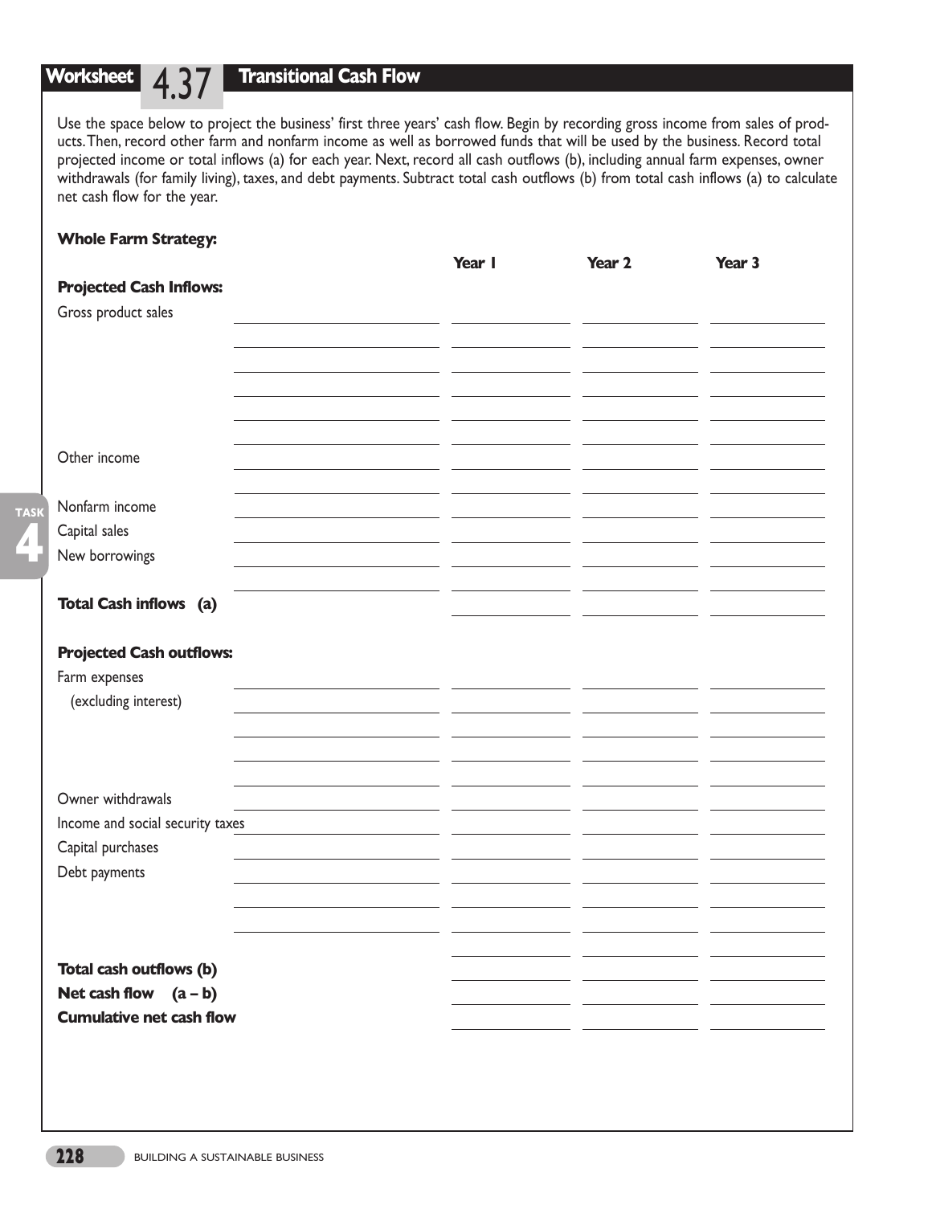## Worksheet 4.37 Transitional Cash Flow

Use the space below to project the business' first three years' cash flow. Begin by recording gross income from sales of products. Then, record other farm and nonfarm income as well as borrowed funds that will be used by the business. Record total projected income or total inflows (a) for each year. Next, record all cash outflows (b), including annual farm expenses, owner withdrawals (for family living), taxes, and debt payments. Subtract total cash outflows (b) from total cash inflows (a) to calculate net cash flow for the year.

**Whole Farm Strategy:**

| | | Year 1 | Year 2 | Year 3 |
|---|---|---|---|---|
| **Projected Cash Inflows:** | | | | |
| Gross product sales | | | | |
| | | | | |
| | | | | |
| | | | | |
| | | | | |
| | | | | |
| Other income | | | | |
| | | | | |
| Nonfarm income | | | | |
| Capital sales | | | | |
| New borrowings | | | | |
| | | | | |
| **Total Cash inflows (a)** | | | | |
| **Projected Cash outflows:** | | | | |
| Farm expenses | | | | |
| (excluding interest) | | | | |
| | | | | |
| | | | | |
| | | | | |
| Owner withdrawals | | | | |
| Income and social security taxes | | | | |
| Capital purchases | | | | |
| Debt payments | | | | |
| | | | | |
| | | | | |
| | | | | |
| **Total cash outflows (b)** | | | | |
| **Net cash flow (a – b)** | | | | |
| **Cumulative net cash flow** | | | | |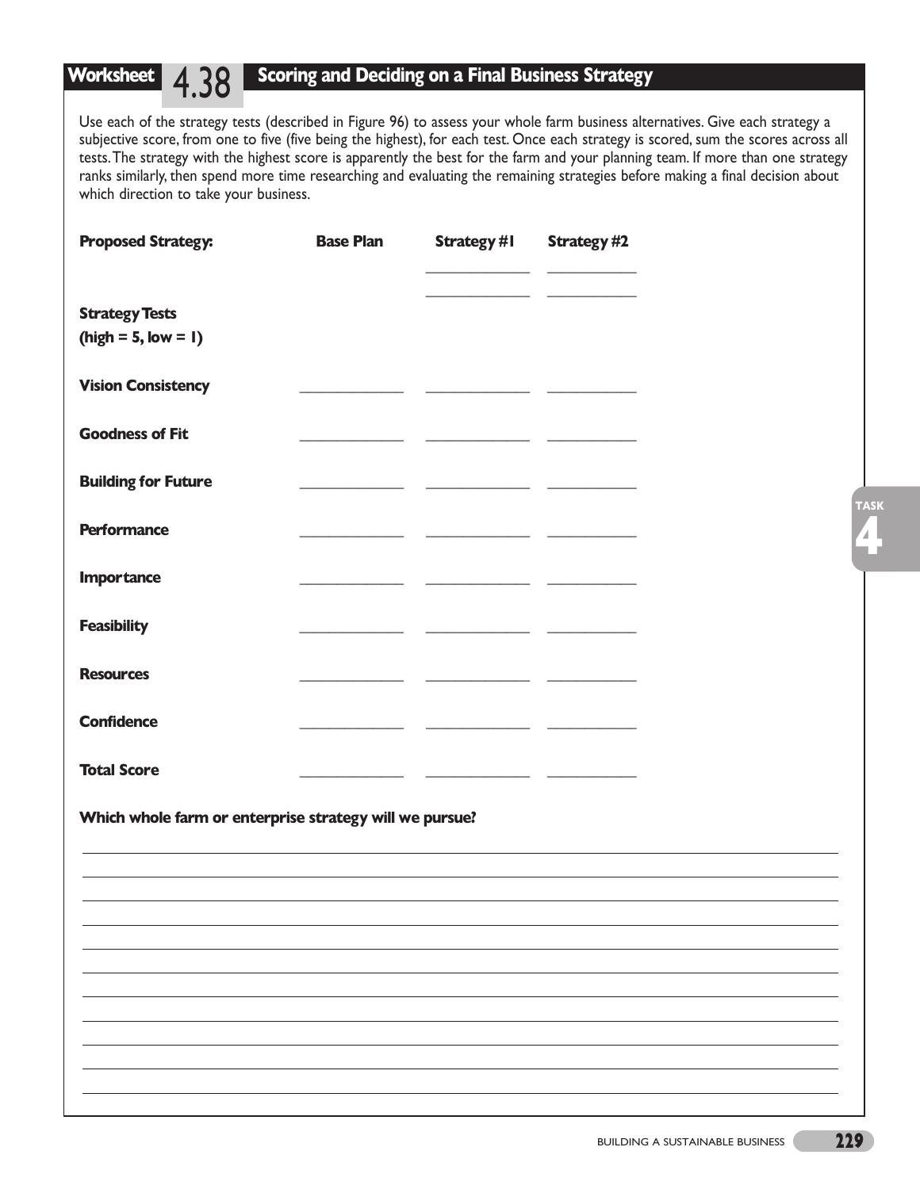## Worksheet 4.38 Scoring and Deciding on a Final Business Strategy

Use each of the strategy tests (described in Figure 96) to assess your whole farm business alternatives. Give each strategy a subjective score, from one to five (five being the highest), for each test. Once each strategy is scored, sum the scores across all tests. The strategy with the highest score is apparently the best for the farm and your planning team. If more than one strategy ranks similarly, then spend more time researching and evaluating the remaining strategies before making a final decision about which direction to take your business.

| **Proposed Strategy:** | **Base Plan** | **Strategy #1** | **Strategy #2** |
|---|---|---|---|
| | | ____________ | ____________ |
| | | ____________ | ____________ |
| **Strategy Tests (high = 5, low = 1)** | | | |
| **Vision Consistency** | ____________ | ____________ | ____________ |
| **Goodness of Fit** | ____________ | ____________ | ____________ |
| **Building for Future** | ____________ | ____________ | ____________ |
| **Performance** | ____________ | ____________ | ____________ |
| **Importance** | ____________ | ____________ | ____________ |
| **Feasibility** | ____________ | ____________ | ____________ |
| **Resources** | ____________ | ____________ | ____________ |
| **Confidence** | ____________ | ____________ | ____________ |
| **Total Score** | ____________ | ____________ | ____________ |

**Which whole farm or enterprise strategy will we pursue?**

______________________________________________________________________________

______________________________________________________________________________

______________________________________________________________________________

______________________________________________________________________________

______________________________________________________________________________

______________________________________________________________________________

______________________________________________________________________________

______________________________________________________________________________

______________________________________________________________________________

______________________________________________________________________________

______________________________________________________________________________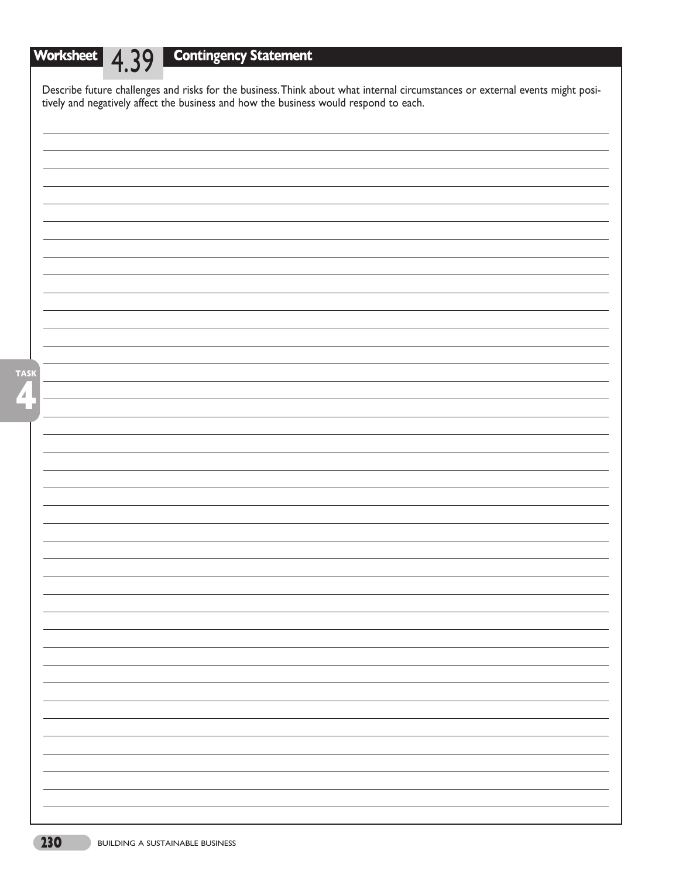## Worksheet 4.39 Contingency Statement

Describe future challenges and risks for the business. Think about what internal circumstances or external events might positively and negatively affect the business and how the business would respond to each.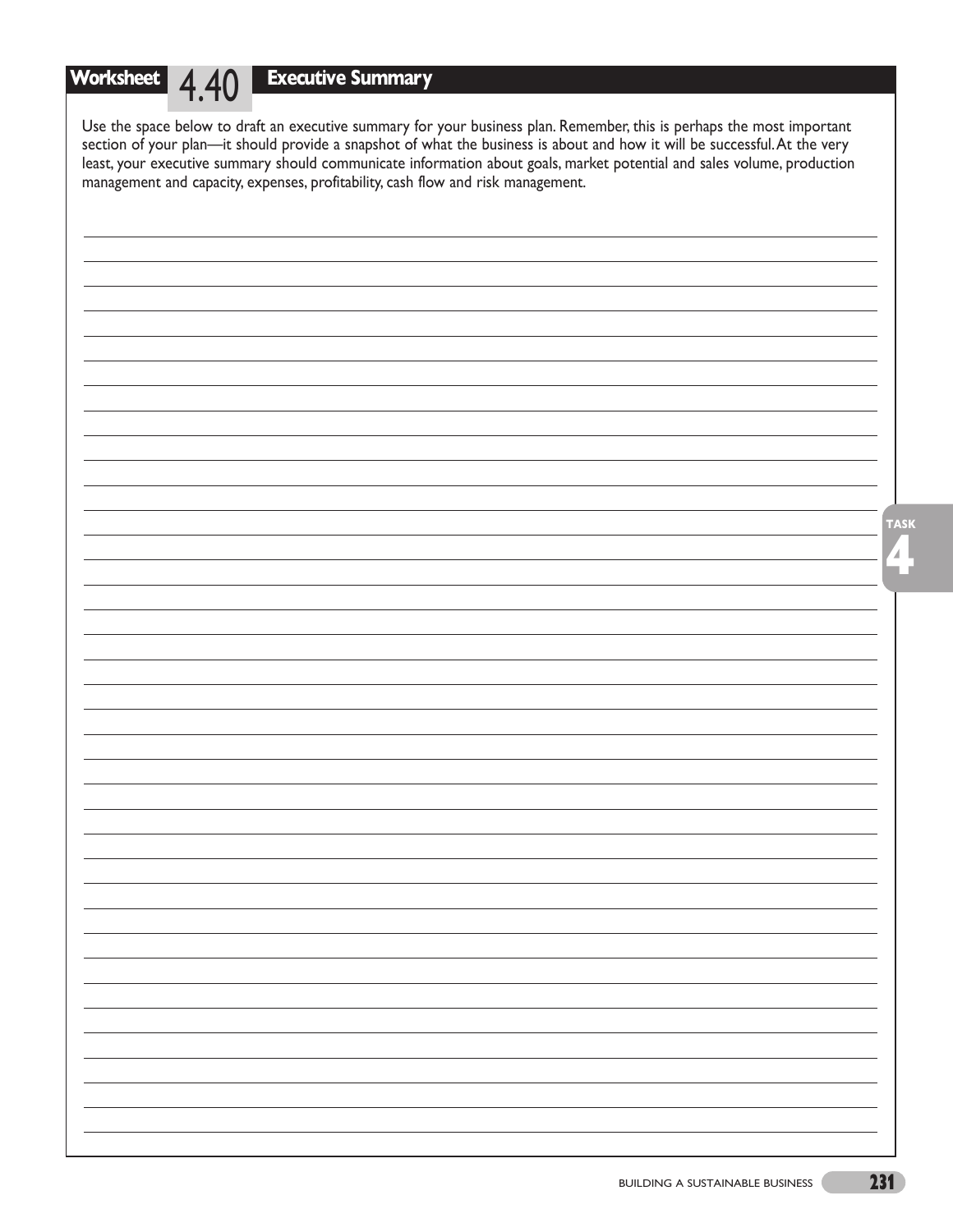## Worksheet 4.40 Executive Summary

Use the space below to draft an executive summary for your business plan. Remember, this is perhaps the most important section of your plan—it should provide a snapshot of what the business is about and how it will be successful. At the very least, your executive summary should communicate information about goals, market potential and sales volume, production management and capacity, expenses, profitability, cash flow and risk management.